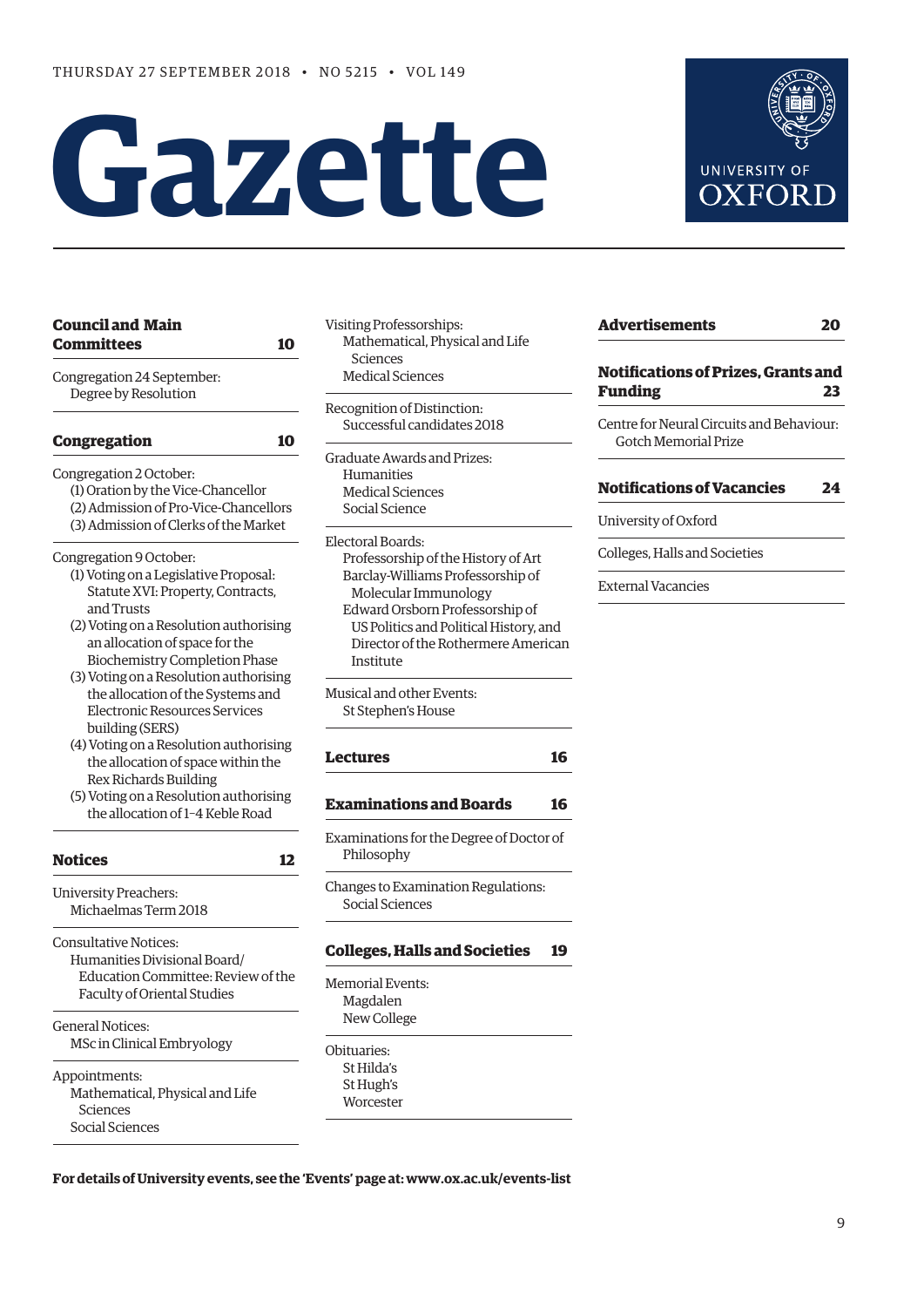THURSDAY 27 SEPTEMBER 2018 • NO 5215 • VOL 149

# Gazette

UNIVERSITY OF OXFORD

**Council and Main Committees** 10

Congregation 24 September:
- Degree by Resolution

**Congregation** 10

Congregation 2 October:
- (1) Oration by the Vice-Chancellor
- (2) Admission of Pro-Vice-Chancellors
- (3) Admission of Clerks of the Market

Congregation 9 October:
- (1) Voting on a Legislative Proposal: Statute XVI: Property, Contracts, and Trusts
- (2) Voting on a Resolution authorising an allocation of space for the Biochemistry Completion Phase
- (3) Voting on a Resolution authorising the allocation of the Systems and Electronic Resources Services building (SERS)
- (4) Voting on a Resolution authorising the allocation of space within the Rex Richards Building
- (5) Voting on a Resolution authorising the allocation of 1–4 Keble Road

**Notices** 12

University Preachers:
- Michaelmas Term 2018

Consultative Notices:
- Humanities Divisional Board/Education Committee: Review of the Faculty of Oriental Studies

General Notices:
- MSc in Clinical Embryology

Appointments:
- Mathematical, Physical and Life Sciences
- Social Sciences

Visiting Professorships:
- Mathematical, Physical and Life Sciences
- Medical Sciences

Recognition of Distinction:
- Successful candidates 2018

Graduate Awards and Prizes:
- Humanities
- Medical Sciences
- Social Science

Electoral Boards:
- Professorship of the History of Art
- Barclay-Williams Professorship of Molecular Immunology
- Edward Orsborn Professorship of US Politics and Political History, and Director of the Rothermere American Institute

Musical and other Events:
- St Stephen's House

**Lectures** 16

**Examinations and Boards** 16

Examinations for the Degree of Doctor of Philosophy

Changes to Examination Regulations:
- Social Sciences

**Colleges, Halls and Societies** 19

Memorial Events:
- Magdalen
- New College

Obituaries:
- St Hilda's
- St Hugh's
- Worcester

**Advertisements** 20

**Notifications of Prizes, Grants and Funding** 23

Centre for Neural Circuits and Behaviour:
- Gotch Memorial Prize

**Notifications of Vacancies** 24

University of Oxford

Colleges, Halls and Societies

External Vacancies

**For details of University events, see the 'Events' page at: www.ox.ac.uk/events-list**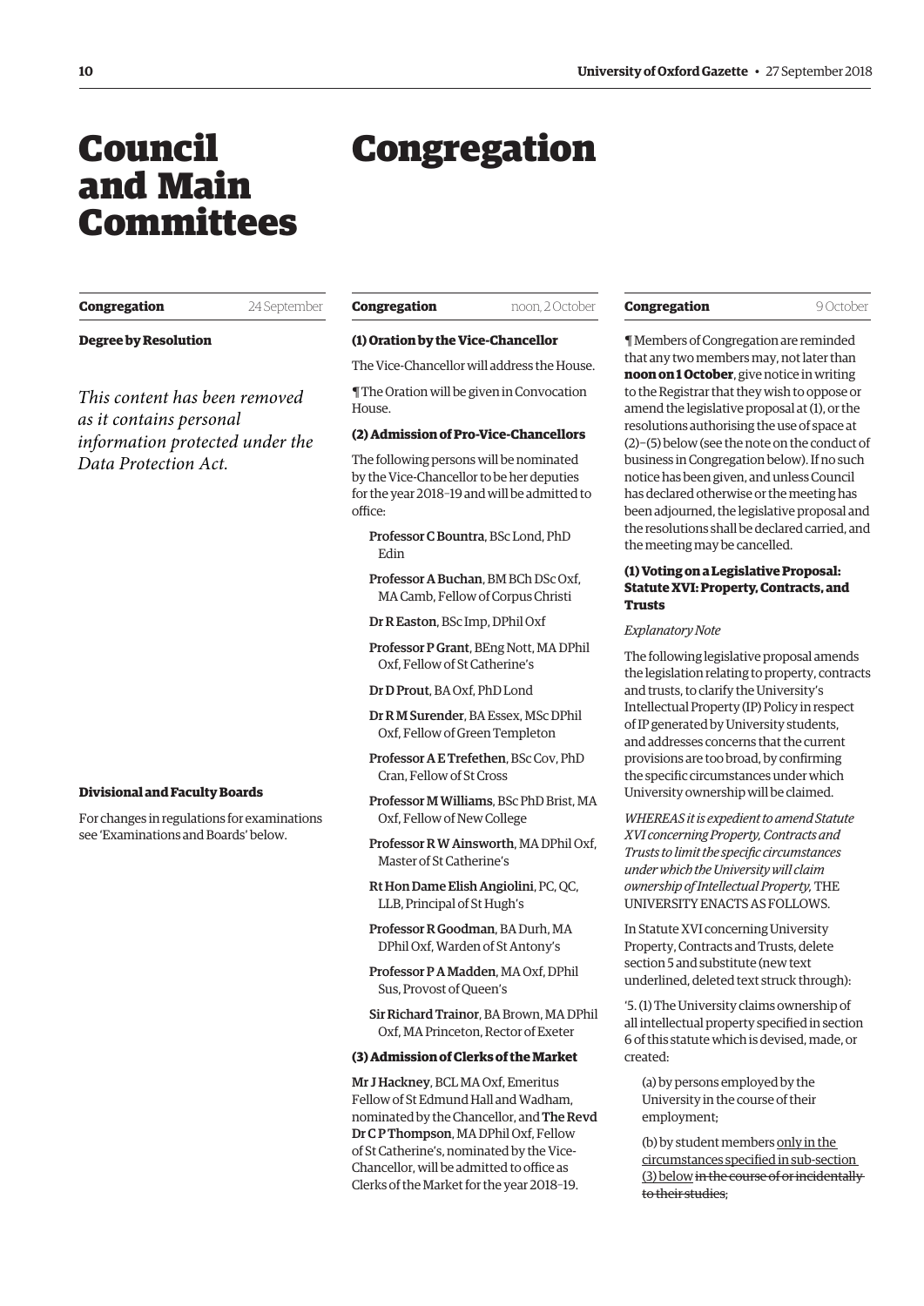# Council and Main Committees

**Congregation** 24 September

**Degree by Resolution**

*This content has been removed as it contains personal information protected under the Data Protection Act.*

**Divisional and Faculty Boards**

For changes in regulations for examinations see 'Examinations and Boards' below.

# Congregation

**Congregation** noon, 2 October

**(1) Oration by the Vice-Chancellor**

The Vice-Chancellor will address the House.

¶ The Oration will be given in Convocation House.

**(2) Admission of Pro-Vice-Chancellors**

The following persons will be nominated by the Vice-Chancellor to be her deputies for the year 2018–19 and will be admitted to office:

Professor C Bountra, BSc Lond, PhD Edin

Professor A Buchan, BM BCh DSc Oxf, MA Camb, Fellow of Corpus Christi

Dr R Easton, BSc Imp, DPhil Oxf

Professor P Grant, BEng Nott, MA DPhil Oxf, Fellow of St Catherine's

Dr D Prout, BA Oxf, PhD Lond

Dr R M Surender, BA Essex, MSc DPhil Oxf, Fellow of Green Templeton

Professor A E Trefethen, BSc Cov, PhD Cran, Fellow of St Cross

Professor M Williams, BSc PhD Brist, MA Oxf, Fellow of New College

Professor R W Ainsworth, MA DPhil Oxf, Master of St Catherine's

Rt Hon Dame Elish Angiolini, PC, QC, LLB, Principal of St Hugh's

Professor R Goodman, BA Durh, MA DPhil Oxf, Warden of St Antony's

Professor P A Madden, MA Oxf, DPhil Sus, Provost of Queen's

Sir Richard Trainor, BA Brown, MA DPhil Oxf, MA Princeton, Rector of Exeter

**(3) Admission of Clerks of the Market**

Mr J Hackney, BCL MA Oxf, Emeritus Fellow of St Edmund Hall and Wadham, nominated by the Chancellor, and The Revd Dr C P Thompson, MA DPhil Oxf, Fellow of St Catherine's, nominated by the Vice-Chancellor, will be admitted to office as Clerks of the Market for the year 2018–19.

**Congregation** 9 October

¶ Members of Congregation are reminded that any two members may, not later than **noon on 1 October**, give notice in writing to the Registrar that they wish to oppose or amend the legislative proposal at (1), or the resolutions authorising the use of space at (2)–(5) below (see the note on the conduct of business in Congregation below). If no such notice has been given, and unless Council has declared otherwise or the meeting has been adjourned, the legislative proposal and the resolutions shall be declared carried, and the meeting may be cancelled.

**(1) Voting on a Legislative Proposal: Statute XVI: Property, Contracts, and Trusts**

*Explanatory Note*

The following legislative proposal amends the legislation relating to property, contracts and trusts, to clarify the University's Intellectual Property (IP) Policy in respect of IP generated by University students, and addresses concerns that the current provisions are too broad, by confirming the specific circumstances under which University ownership will be claimed.

*WHEREAS it is expedient to amend Statute XVI concerning Property, Contracts and Trusts to limit the specific circumstances under which the University will claim ownership of Intellectual Property,* THE UNIVERSITY ENACTS AS FOLLOWS.

In Statute XVI concerning University Property, Contracts and Trusts, delete section 5 and substitute (new text underlined, deleted text struck through):

'5. (1) The University claims ownership of all intellectual property specified in section 6 of this statute which is devised, made, or created:

(a) by persons employed by the University in the course of their employment;

(b) by student members <u>only in the circumstances specified in sub-section (3) below</u> ~~in the course of or incidentally to their studies~~;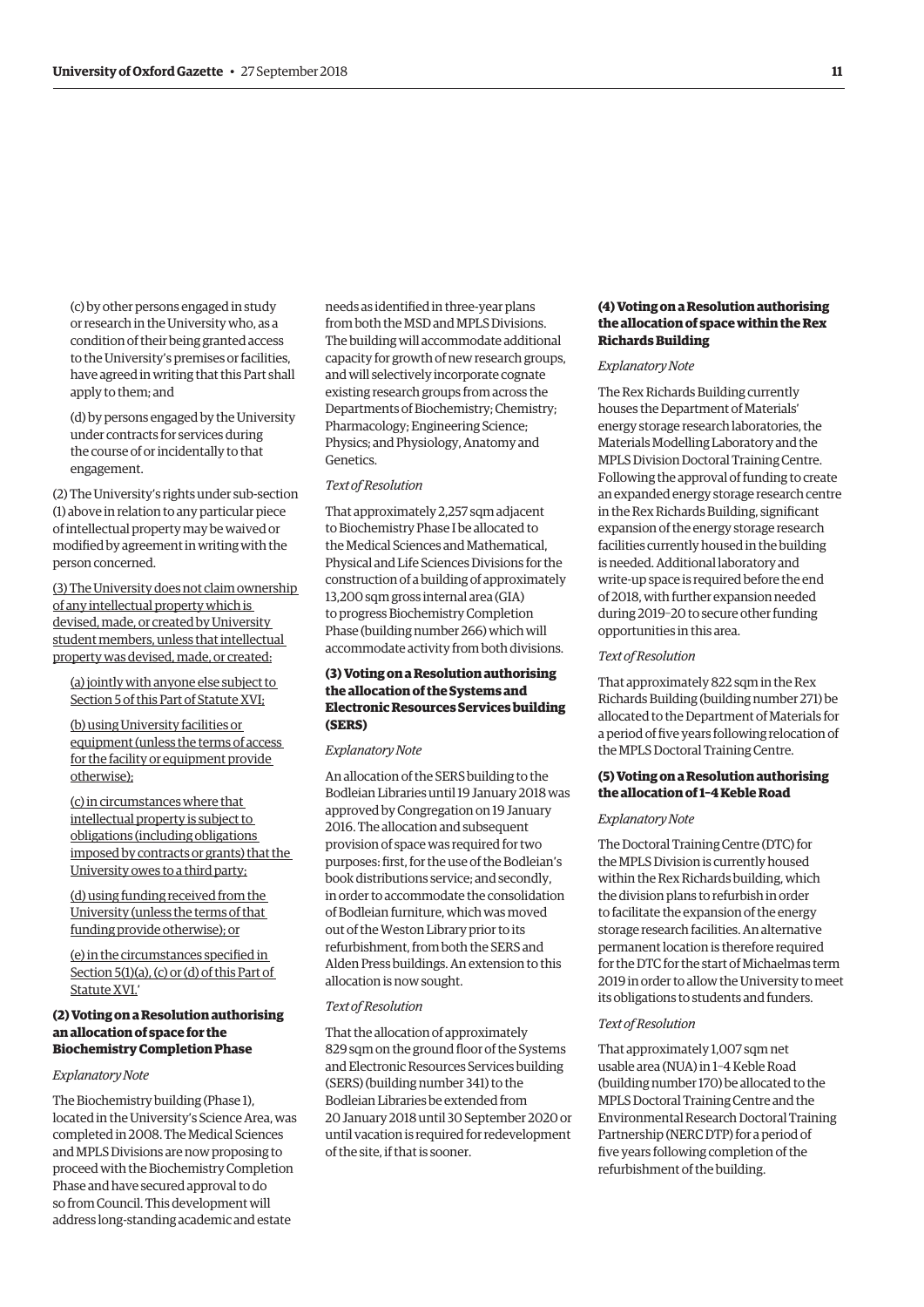(c) by other persons engaged in study or research in the University who, as a condition of their being granted access to the University's premises or facilities, have agreed in writing that this Part shall apply to them; and

(d) by persons engaged by the University under contracts for services during the course of or incidentally to that engagement.

(2) The University's rights under sub-section (1) above in relation to any particular piece of intellectual property may be waived or modified by agreement in writing with the person concerned.

<u>(3) The University does not claim ownership of any intellectual property which is devised, made, or created by University student members, unless that intellectual property was devised, made, or created:</u>

<u>(a) jointly with anyone else subject to Section 5 of this Part of Statute XVI;</u>

<u>(b) using University facilities or equipment (unless the terms of access for the facility or equipment provide otherwise);</u>

<u>(c) in circumstances where that intellectual property is subject to obligations (including obligations imposed by contracts or grants) that the University owes to a third party;</u>

<u>(d) using funding received from the University (unless the terms of that funding provide otherwise); or</u>

<u>(e) in the circumstances specified in Section 5(1)(a), (c) or (d) of this Part of Statute XVI.'</u>

### (2) Voting on a Resolution authorising an allocation of space for the Biochemistry Completion Phase

*Explanatory Note*

The Biochemistry building (Phase 1), located in the University's Science Area, was completed in 2008. The Medical Sciences and MPLS Divisions are now proposing to proceed with the Biochemistry Completion Phase and have secured approval to do so from Council. This development will address long-standing academic and estate needs as identified in three-year plans from both the MSD and MPLS Divisions. The building will accommodate additional capacity for growth of new research groups, and will selectively incorporate cognate existing research groups from across the Departments of Biochemistry; Chemistry; Pharmacology; Engineering Science; Physics; and Physiology, Anatomy and Genetics.

*Text of Resolution*

That approximately 2,257 sqm adjacent to Biochemistry Phase I be allocated to the Medical Sciences and Mathematical, Physical and Life Sciences Divisions for the construction of a building of approximately 13,200 sqm gross internal area (GIA) to progress Biochemistry Completion Phase (building number 266) which will accommodate activity from both divisions.

### (3) Voting on a Resolution authorising the allocation of the Systems and Electronic Resources Services building (SERS)

*Explanatory Note*

An allocation of the SERS building to the Bodleian Libraries until 19 January 2018 was approved by Congregation on 19 January 2016. The allocation and subsequent provision of space was required for two purposes: first, for the use of the Bodleian's book distributions service; and secondly, in order to accommodate the consolidation of Bodleian furniture, which was moved out of the Weston Library prior to its refurbishment, from both the SERS and Alden Press buildings. An extension to this allocation is now sought.

*Text of Resolution*

That the allocation of approximately 829 sqm on the ground floor of the Systems and Electronic Resources Services building (SERS) (building number 341) to the Bodleian Libraries be extended from 20 January 2018 until 30 September 2020 or until vacation is required for redevelopment of the site, if that is sooner.

### (4) Voting on a Resolution authorising the allocation of space within the Rex Richards Building

*Explanatory Note*

The Rex Richards Building currently houses the Department of Materials' energy storage research laboratories, the Materials Modelling Laboratory and the MPLS Division Doctoral Training Centre. Following the approval of funding to create an expanded energy storage research centre in the Rex Richards Building, significant expansion of the energy storage research facilities currently housed in the building is needed. Additional laboratory and write-up space is required before the end of 2018, with further expansion needed during 2019–20 to secure other funding opportunities in this area.

*Text of Resolution*

That approximately 822 sqm in the Rex Richards Building (building number 271) be allocated to the Department of Materials for a period of five years following relocation of the MPLS Doctoral Training Centre.

### (5) Voting on a Resolution authorising the allocation of 1–4 Keble Road

*Explanatory Note*

The Doctoral Training Centre (DTC) for the MPLS Division is currently housed within the Rex Richards building, which the division plans to refurbish in order to facilitate the expansion of the energy storage research facilities. An alternative permanent location is therefore required for the DTC for the start of Michaelmas term 2019 in order to allow the University to meet its obligations to students and funders.

*Text of Resolution*

That approximately 1,007 sqm net usable area (NUA) in 1–4 Keble Road (building number 170) be allocated to the MPLS Doctoral Training Centre and the Environmental Research Doctoral Training Partnership (NERC DTP) for a period of five years following completion of the refurbishment of the building.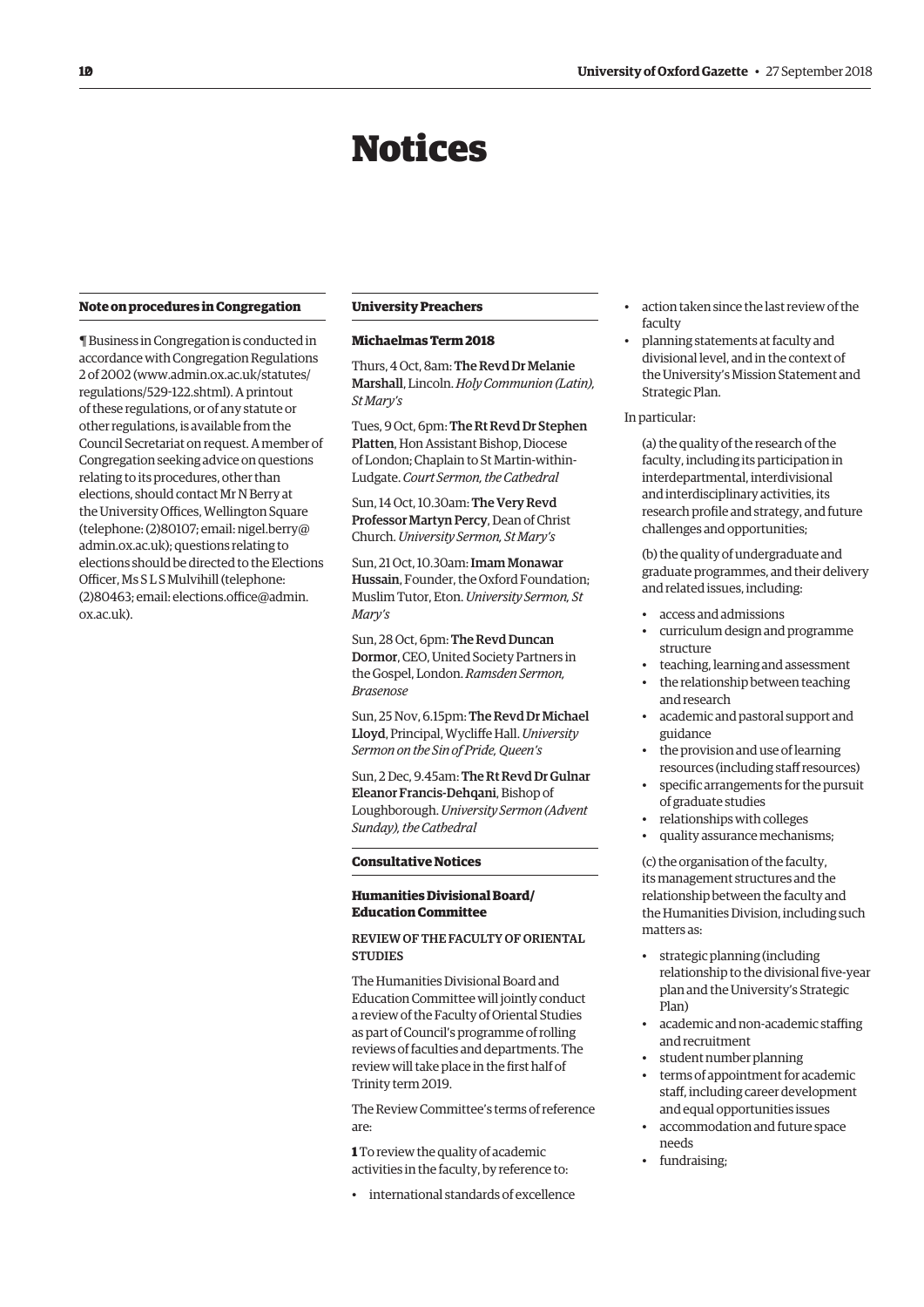# Notices

## Note on procedures in Congregation

¶ Business in Congregation is conducted in accordance with Congregation Regulations 2 of 2002 (www.admin.ox.ac.uk/statutes/regulations/529-122.shtml). A printout of these regulations, or of any statute or other regulations, is available from the Council Secretariat on request. A member of Congregation seeking advice on questions relating to its procedures, other than elections, should contact Mr N Berry at the University Offices, Wellington Square (telephone: (2)80107; email: nigel.berry@admin.ox.ac.uk); questions relating to elections should be directed to the Elections Officer, Ms S L S Mulvihill (telephone: (2)80463; email: elections.office@admin.ox.ac.uk).

## University Preachers

### Michaelmas Term 2018

Thurs, 4 Oct, 8am: **The Revd Dr Melanie Marshall**, Lincoln. *Holy Communion (Latin), St Mary's*

Tues, 9 Oct, 6pm: **The Rt Revd Dr Stephen Platten**, Hon Assistant Bishop, Diocese of London; Chaplain to St Martin-within-Ludgate. *Court Sermon, the Cathedral*

Sun, 14 Oct, 10.30am: **The Very Revd Professor Martyn Percy**, Dean of Christ Church. *University Sermon, St Mary's*

Sun, 21 Oct, 10.30am: **Imam Monawar Hussain**, Founder, the Oxford Foundation; Muslim Tutor, Eton. *University Sermon, St Mary's*

Sun, 28 Oct, 6pm: **The Revd Duncan Dormor**, CEO, United Society Partners in the Gospel, London. *Ramsden Sermon, Brasenose*

Sun, 25 Nov, 6.15pm: **The Revd Dr Michael Lloyd**, Principal, Wycliffe Hall. *University Sermon on the Sin of Pride, Queen's*

Sun, 2 Dec, 9.45am: **The Rt Revd Dr Gulnar Eleanor Francis-Dehqani**, Bishop of Loughborough. *University Sermon (Advent Sunday), the Cathedral*

## Consultative Notices

### Humanities Divisional Board/ Education Committee

#### REVIEW OF THE FACULTY OF ORIENTAL STUDIES

The Humanities Divisional Board and Education Committee will jointly conduct a review of the Faculty of Oriental Studies as part of Council's programme of rolling reviews of faculties and departments. The review will take place in the first half of Trinity term 2019.

The Review Committee's terms of reference are:

**1** To review the quality of academic activities in the faculty, by reference to:

- international standards of excellence
- action taken since the last review of the faculty
- planning statements at faculty and divisional level, and in the context of the University's Mission Statement and Strategic Plan.

In particular:

(a) the quality of the research of the faculty, including its participation in interdepartmental, interdivisional and interdisciplinary activities, its research profile and strategy, and future challenges and opportunities;

(b) the quality of undergraduate and graduate programmes, and their delivery and related issues, including:

- access and admissions
- curriculum design and programme structure
- teaching, learning and assessment
- the relationship between teaching and research
- academic and pastoral support and guidance
- the provision and use of learning resources (including staff resources)
- specific arrangements for the pursuit of graduate studies
- relationships with colleges
- quality assurance mechanisms;

(c) the organisation of the faculty, its management structures and the relationship between the faculty and the Humanities Division, including such matters as:

- strategic planning (including relationship to the divisional five-year plan and the University's Strategic Plan)
- academic and non-academic staffing and recruitment
- student number planning
- terms of appointment for academic staff, including career development and equal opportunities issues
- accommodation and future space needs
- fundraising;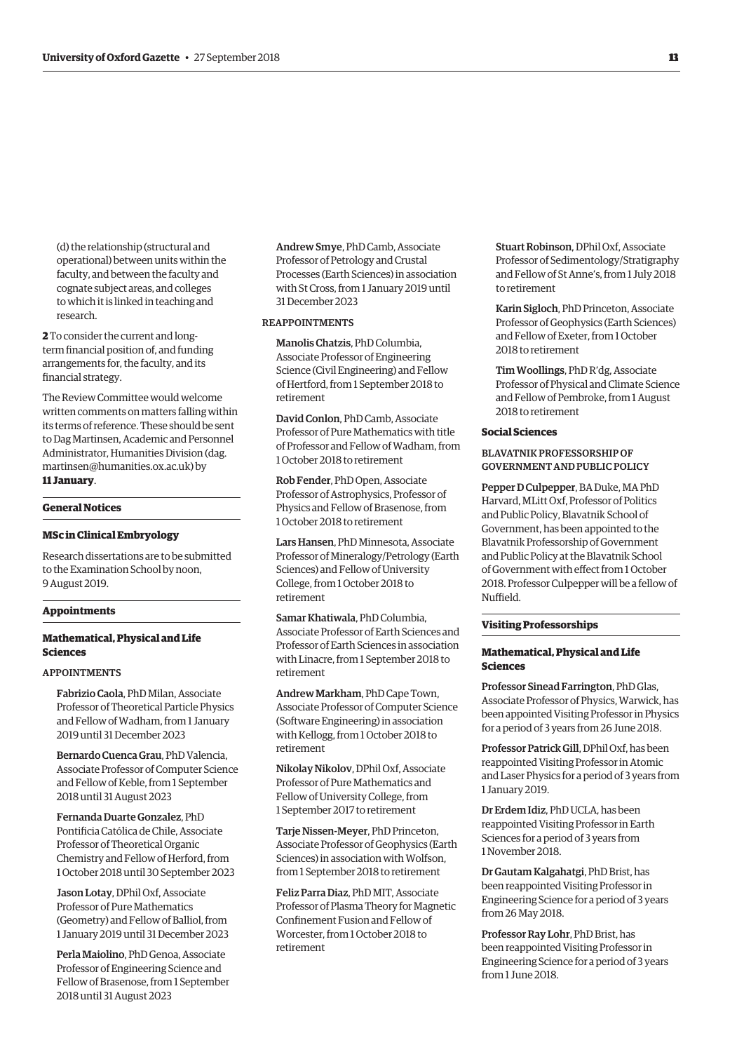(d) the relationship (structural and operational) between units within the faculty, and between the faculty and cognate subject areas, and colleges to which it is linked in teaching and research.

**2** To consider the current and long-term financial position of, and funding arrangements for, the faculty, and its financial strategy.

The Review Committee would welcome written comments on matters falling within its terms of reference. These should be sent to Dag Martinsen, Academic and Personnel Administrator, Humanities Division (dag.martinsen@humanities.ox.ac.uk) by **11 January**.

## General Notices

### MSc in Clinical Embryology

Research dissertations are to be submitted to the Examination School by noon, 9 August 2019.

## Appointments

### Mathematical, Physical and Life Sciences

#### APPOINTMENTS

Fabrizio Caola, PhD Milan, Associate Professor of Theoretical Particle Physics and Fellow of Wadham, from 1 January 2019 until 31 December 2023

Bernardo Cuenca Grau, PhD Valencia, Associate Professor of Computer Science and Fellow of Keble, from 1 September 2018 until 31 August 2023

Fernanda Duarte Gonzalez, PhD Pontificia Católica de Chile, Associate Professor of Theoretical Organic Chemistry and Fellow of Herford, from 1 October 2018 until 30 September 2023

Jason Lotay, DPhil Oxf, Associate Professor of Pure Mathematics (Geometry) and Fellow of Balliol, from 1 January 2019 until 31 December 2023

Perla Maiolino, PhD Genoa, Associate Professor of Engineering Science and Fellow of Brasenose, from 1 September 2018 until 31 August 2023

Andrew Smye, PhD Camb, Associate Professor of Petrology and Crustal Processes (Earth Sciences) in association with St Cross, from 1 January 2019 until 31 December 2023

#### REAPPOINTMENTS

Manolis Chatzis, PhD Columbia, Associate Professor of Engineering Science (Civil Engineering) and Fellow of Hertford, from 1 September 2018 to retirement

David Conlon, PhD Camb, Associate Professor of Pure Mathematics with title of Professor and Fellow of Wadham, from 1 October 2018 to retirement

Rob Fender, PhD Open, Associate Professor of Astrophysics, Professor of Physics and Fellow of Brasenose, from 1 October 2018 to retirement

Lars Hansen, PhD Minnesota, Associate Professor of Mineralogy/Petrology (Earth Sciences) and Fellow of University College, from 1 October 2018 to retirement

Samar Khatiwala, PhD Columbia, Associate Professor of Earth Sciences and Professor of Earth Sciences in association with Linacre, from 1 September 2018 to retirement

Andrew Markham, PhD Cape Town, Associate Professor of Computer Science (Software Engineering) in association with Kellogg, from 1 October 2018 to retirement

Nikolay Nikolov, DPhil Oxf, Associate Professor of Pure Mathematics and Fellow of University College, from 1 September 2017 to retirement

Tarje Nissen-Meyer, PhD Princeton, Associate Professor of Geophysics (Earth Sciences) in association with Wolfson, from 1 September 2018 to retirement

Feliz Parra Diaz, PhD MIT, Associate Professor of Plasma Theory for Magnetic Confinement Fusion and Fellow of Worcester, from 1 October 2018 to retirement

Stuart Robinson, DPhil Oxf, Associate Professor of Sedimentology/Stratigraphy and Fellow of St Anne's, from 1 July 2018 to retirement

Karin Sigloch, PhD Princeton, Associate Professor of Geophysics (Earth Sciences) and Fellow of Exeter, from 1 October 2018 to retirement

Tim Woollings, PhD R'dg, Associate Professor of Physical and Climate Science and Fellow of Pembroke, from 1 August 2018 to retirement

### Social Sciences

#### BLAVATNIK PROFESSORSHIP OF GOVERNMENT AND PUBLIC POLICY

Pepper D Culpepper, BA Duke, MA PhD Harvard, MLitt Oxf, Professor of Politics and Public Policy, Blavatnik School of Government, has been appointed to the Blavatnik Professorship of Government and Public Policy at the Blavatnik School of Government with effect from 1 October 2018. Professor Culpepper will be a fellow of Nuffield.

## Visiting Professorships

### Mathematical, Physical and Life Sciences

Professor Sinead Farrington, PhD Glas, Associate Professor of Physics, Warwick, has been appointed Visiting Professor in Physics for a period of 3 years from 26 June 2018.

Professor Patrick Gill, DPhil Oxf, has been reappointed Visiting Professor in Atomic and Laser Physics for a period of 3 years from 1 January 2019.

Dr Erdem Idiz, PhD UCLA, has been reappointed Visiting Professor in Earth Sciences for a period of 3 years from 1 November 2018.

Dr Gautam Kalgahatgi, PhD Brist, has been reappointed Visiting Professor in Engineering Science for a period of 3 years from 26 May 2018.

Professor Ray Lohr, PhD Brist, has been reappointed Visiting Professor in Engineering Science for a period of 3 years from 1 June 2018.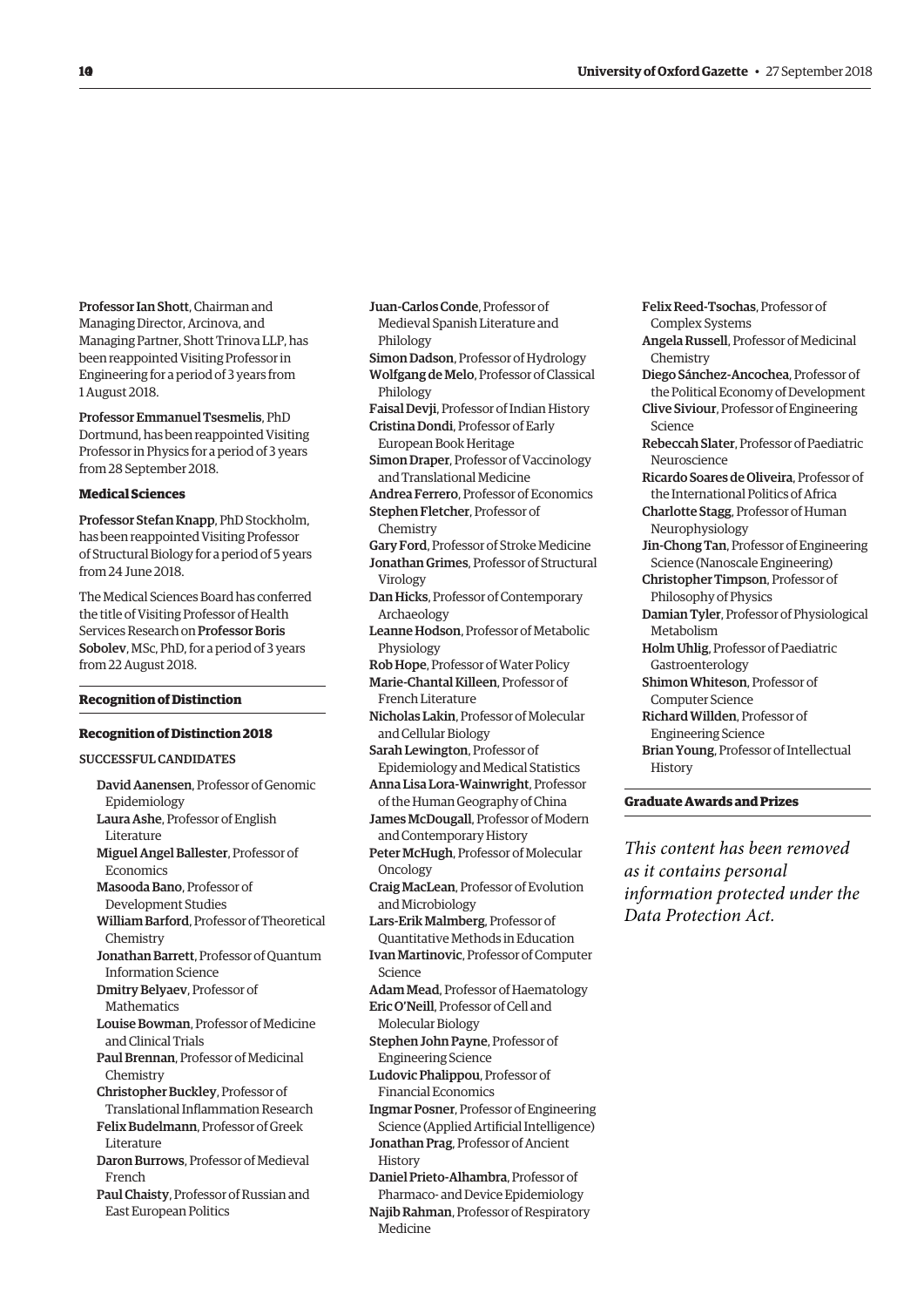**Professor Ian Shott**, Chairman and Managing Director, Arcinova, and Managing Partner, Shott Trinova LLP, has been reappointed Visiting Professor in Engineering for a period of 3 years from 1 August 2018.

**Professor Emmanuel Tsesmelis**, PhD Dortmund, has been reappointed Visiting Professor in Physics for a period of 3 years from 28 September 2018.

### Medical Sciences

**Professor Stefan Knapp**, PhD Stockholm, has been reappointed Visiting Professor of Structural Biology for a period of 5 years from 24 June 2018.

The Medical Sciences Board has conferred the title of Visiting Professor of Health Services Research on **Professor Boris Sobolev**, MSc, PhD, for a period of 3 years from 22 August 2018.

## Recognition of Distinction

### Recognition of Distinction 2018

SUCCESSFUL CANDIDATES

- **David Aanensen**, Professor of Genomic Epidemiology
- **Laura Ashe**, Professor of English Literature
- **Miguel Angel Ballester**, Professor of Economics
- **Masooda Bano**, Professor of Development Studies
- **William Barford**, Professor of Theoretical Chemistry
- **Jonathan Barrett**, Professor of Quantum Information Science
- **Dmitry Belyaev**, Professor of Mathematics
- **Louise Bowman**, Professor of Medicine and Clinical Trials
- **Paul Brennan**, Professor of Medicinal Chemistry
- **Christopher Buckley**, Professor of Translational Inflammation Research
- **Felix Budelmann**, Professor of Greek Literature
- **Daron Burrows**, Professor of Medieval French
- **Paul Chaisty**, Professor of Russian and East European Politics
- **Juan-Carlos Conde**, Professor of Medieval Spanish Literature and Philology
- **Simon Dadson**, Professor of Hydrology
- **Wolfgang de Melo**, Professor of Classical Philology
- **Faisal Devji**, Professor of Indian History
- **Cristina Dondi**, Professor of Early European Book Heritage
- **Simon Draper**, Professor of Vaccinology and Translational Medicine
- **Andrea Ferrero**, Professor of Economics
- **Stephen Fletcher**, Professor of Chemistry
- **Gary Ford**, Professor of Stroke Medicine
- **Jonathan Grimes**, Professor of Structural Virology
- **Dan Hicks**, Professor of Contemporary Archaeology
- **Leanne Hodson**, Professor of Metabolic Physiology
- **Rob Hope**, Professor of Water Policy
- **Marie-Chantal Killeen**, Professor of French Literature
- **Nicholas Lakin**, Professor of Molecular and Cellular Biology
- **Sarah Lewington**, Professor of Epidemiology and Medical Statistics
- **Anna Lisa Lora-Wainwright**, Professor of the Human Geography of China
- **James McDougall**, Professor of Modern and Contemporary History
- **Peter McHugh**, Professor of Molecular Oncology
- **Craig MacLean**, Professor of Evolution and Microbiology
- **Lars-Erik Malmberg**, Professor of Quantitative Methods in Education
- **Ivan Martinovic**, Professor of Computer Science
- **Adam Mead**, Professor of Haematology
- **Eric O'Neill**, Professor of Cell and Molecular Biology
- **Stephen John Payne**, Professor of Engineering Science
- **Ludovic Phalippou**, Professor of Financial Economics
- **Ingmar Posner**, Professor of Engineering Science (Applied Artificial Intelligence)
- **Jonathan Prag**, Professor of Ancient History
- **Daniel Prieto-Alhambra**, Professor of Pharmaco- and Device Epidemiology
- **Najib Rahman**, Professor of Respiratory Medicine
- **Felix Reed-Tsochas**, Professor of Complex Systems
- **Angela Russell**, Professor of Medicinal Chemistry
- **Diego Sánchez-Ancochea**, Professor of the Political Economy of Development
- **Clive Siviour**, Professor of Engineering Science
- **Rebeccah Slater**, Professor of Paediatric Neuroscience
- **Ricardo Soares de Oliveira**, Professor of the International Politics of Africa
- **Charlotte Stagg**, Professor of Human Neurophysiology
- **Jin-Chong Tan**, Professor of Engineering Science (Nanoscale Engineering)
- **Christopher Timpson**, Professor of Philosophy of Physics
- **Damian Tyler**, Professor of Physiological Metabolism
- **Holm Uhlig**, Professor of Paediatric Gastroenterology
- **Shimon Whiteson**, Professor of Computer Science
- **Richard Willden**, Professor of Engineering Science
- **Brian Young**, Professor of Intellectual History

## Graduate Awards and Prizes

*This content has been removed as it contains personal information protected under the Data Protection Act.*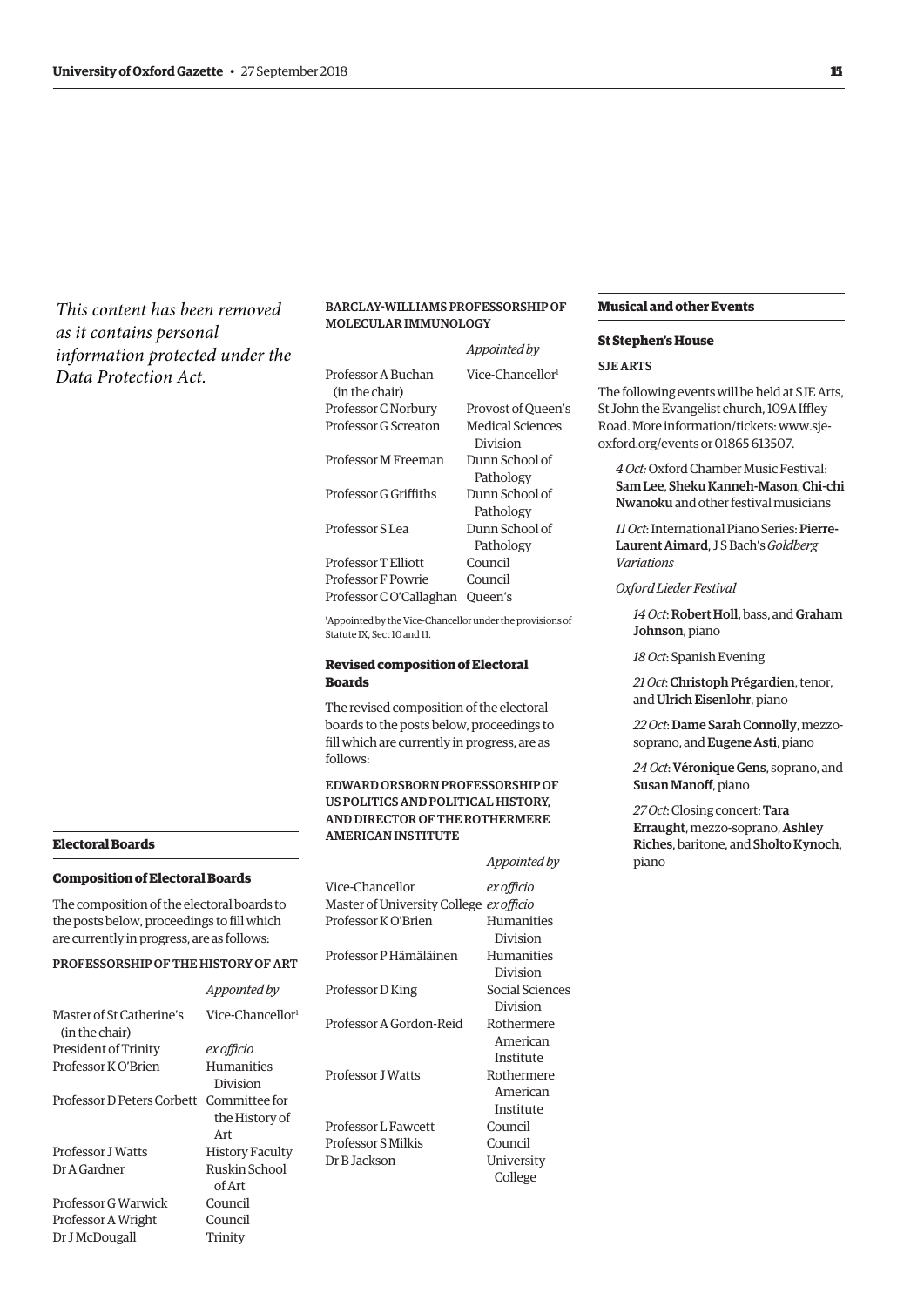*This content has been removed as it contains personal information protected under the Data Protection Act.*

## Electoral Boards

### Composition of Electoral Boards

The composition of the electoral boards to the posts below, proceedings to fill which are currently in progress, are as follows:

PROFESSORSHIP OF THE HISTORY OF ART

| | *Appointed by* |
|---|---|
| Master of St Catherine's (in the chair) | Vice-Chancellor[1] |
| President of Trinity | *ex officio* |
| Professor K O'Brien | Humanities Division |
| Professor D Peters Corbett | Committee for the History of Art |
| Professor J Watts | History Faculty |
| Dr A Gardner | Ruskin School of Art |
| Professor G Warwick | Council |
| Professor A Wright | Council |
| Dr J McDougall | Trinity |

BARCLAY-WILLIAMS PROFESSORSHIP OF MOLECULAR IMMUNOLOGY

| | *Appointed by* |
|---|---|
| Professor A Buchan (in the chair) | Vice-Chancellor[1] |
| Professor C Norbury | Provost of Queen's |
| Professor G Screaton | Medical Sciences Division |
| Professor M Freeman | Dunn School of Pathology |
| Professor G Griffiths | Dunn School of Pathology |
| Professor S Lea | Dunn School of Pathology |
| Professor T Elliott | Council |
| Professor F Powrie | Council |
| Professor C O'Callaghan | Queen's |

[1]Appointed by the Vice-Chancellor under the provisions of Statute IX, Sect 10 and 11.

### Revised composition of Electoral Boards

The revised composition of the electoral boards to the posts below, proceedings to fill which are currently in progress, are as follows:

EDWARD ORSBORN PROFESSORSHIP OF US POLITICS AND POLITICAL HISTORY, AND DIRECTOR OF THE ROTHERMERE AMERICAN INSTITUTE

| | *Appointed by* |
|---|---|
| Vice-Chancellor | *ex officio* |
| Master of University College | *ex officio* |
| Professor K O'Brien | Humanities Division |
| Professor P Hämäläinen | Humanities Division |
| Professor D King | Social Sciences Division |
| Professor A Gordon-Reid | Rothermere American Institute |
| Professor J Watts | Rothermere American Institute |
| Professor L Fawcett | Council |
| Professor S Milkis | Council |
| Dr B Jackson | University College |

## Musical and other Events

### St Stephen's House

SJE ARTS

The following events will be held at SJE Arts, St John the Evangelist church, 109A Iffley Road. More information/tickets: www.sje-oxford.org/events or 01865 613507.

*4 Oct:* Oxford Chamber Music Festival: **Sam Lee**, **Sheku Kanneh-Mason**, **Chi-chi Nwanoku** and other festival musicians

*11 Oct*: International Piano Series: **Pierre-Laurent Aimard**, J S Bach's *Goldberg Variations*

*Oxford Lieder Festival*

*14 Oct*: **Robert Holl**, bass, and **Graham Johnson**, piano

*18 Oct*: Spanish Evening

*21 Oct*: **Christoph Prégardien**, tenor, and **Ulrich Eisenlohr**, piano

*22 Oct*: **Dame Sarah Connolly**, mezzo-soprano, and **Eugene Asti**, piano

*24 Oct*: **Véronique Gens**, soprano, and **Susan Manoff**, piano

*27 Oct*: Closing concert: **Tara Erraught**, mezzo-soprano, **Ashley Riches**, baritone, and **Sholto Kynoch**, piano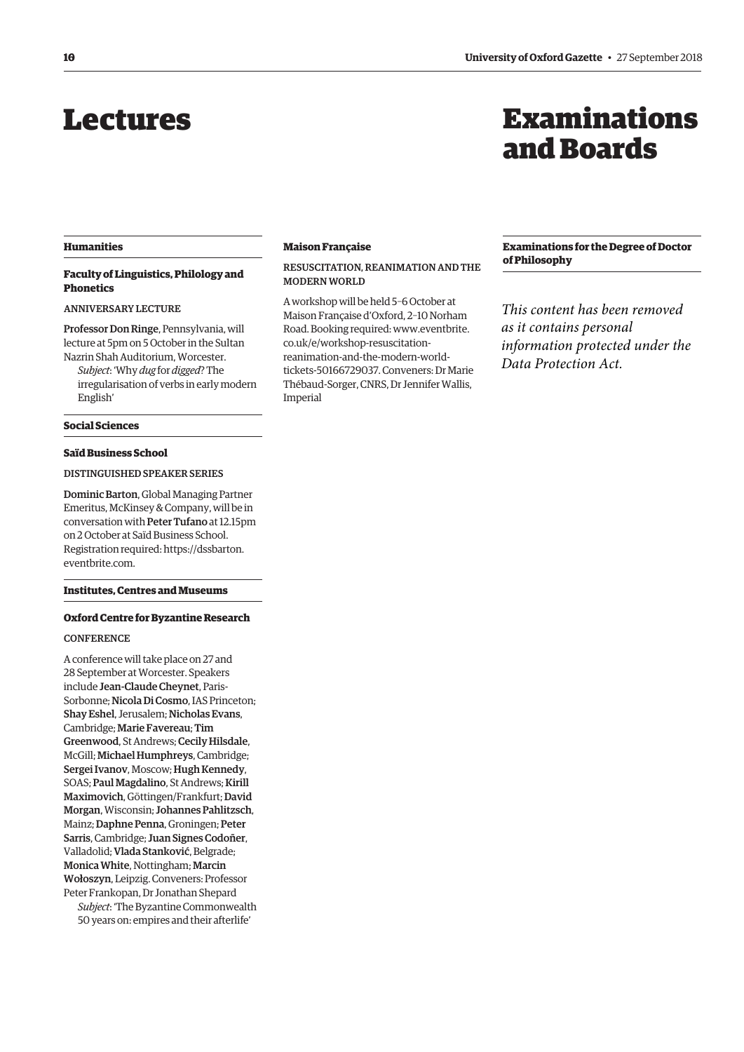# Lectures

## Humanities

### Faculty of Linguistics, Philology and Phonetics

ANNIVERSARY LECTURE

**Professor Don Ringe**, Pennsylvania, will lecture at 5pm on 5 October in the Sultan Nazrin Shah Auditorium, Worcester.

*Subject*: 'Why *dug* for *digged*? The irregularisation of verbs in early modern English'

## Social Sciences

### Saïd Business School

DISTINGUISHED SPEAKER SERIES

**Dominic Barton**, Global Managing Partner Emeritus, McKinsey & Company, will be in conversation with **Peter Tufano** at 12.15pm on 2 October at Saïd Business School. Registration required: https://dssbarton.eventbrite.com.

## Institutes, Centres and Museums

### Oxford Centre for Byzantine Research

CONFERENCE

A conference will take place on 27 and 28 September at Worcester. Speakers include **Jean-Claude Cheynet**, Paris-Sorbonne; **Nicola Di Cosmo**, IAS Princeton; **Shay Eshel**, Jerusalem; **Nicholas Evans**, Cambridge; **Marie Favereau**; **Tim Greenwood**, St Andrews; **Cecily Hilsdale**, McGill; **Michael Humphreys**, Cambridge; **Sergei Ivanov**, Moscow; **Hugh Kennedy**, SOAS; **Paul Magdalino**, St Andrews; **Kirill Maximovich**, Göttingen/Frankfurt; **David Morgan**, Wisconsin; **Johannes Pahlitzsch**, Mainz; **Daphne Penna**, Groningen; **Peter Sarris**, Cambridge; **Juan Signes Codoñer**, Valladolid; **Vlada Stanković**, Belgrade; **Monica White**, Nottingham; **Marcin Wołoszyn**, Leipzig. Conveners: Professor Peter Frankopan, Dr Jonathan Shepard

*Subject*: 'The Byzantine Commonwealth 50 years on: empires and their afterlife'

### Maison Française

RESUSCITATION, REANIMATION AND THE MODERN WORLD

A workshop will be held 5–6 October at Maison Française d'Oxford, 2–10 Norham Road. Booking required: www.eventbrite.co.uk/e/workshop-resuscitation-reanimation-and-the-modern-world-tickets-50166729037. Conveners: Dr Marie Thébaud-Sorger, CNRS, Dr Jennifer Wallis, Imperial

# Examinations and Boards

## Examinations for the Degree of Doctor of Philosophy

*This content has been removed as it contains personal information protected under the Data Protection Act.*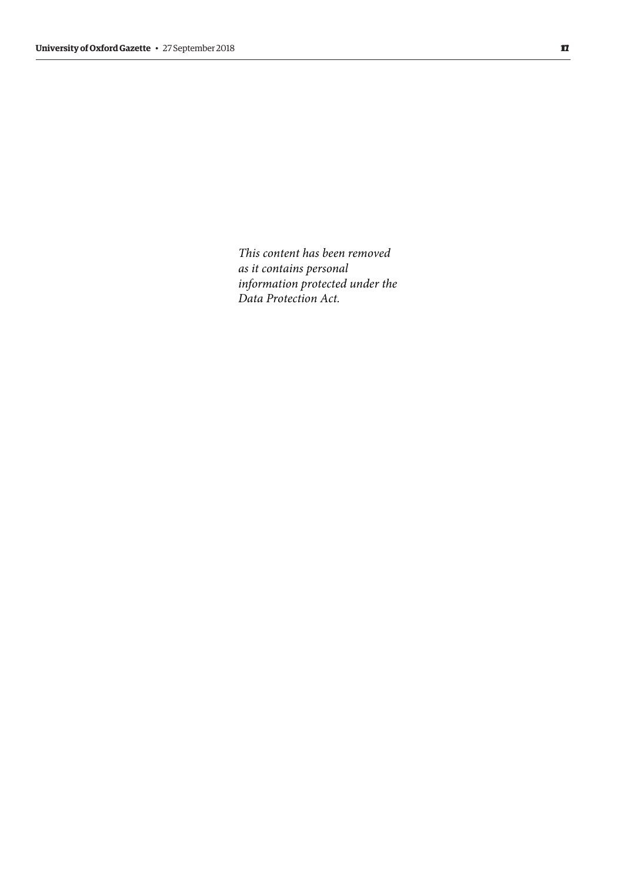*This content has been removed as it contains personal information protected under the Data Protection Act.*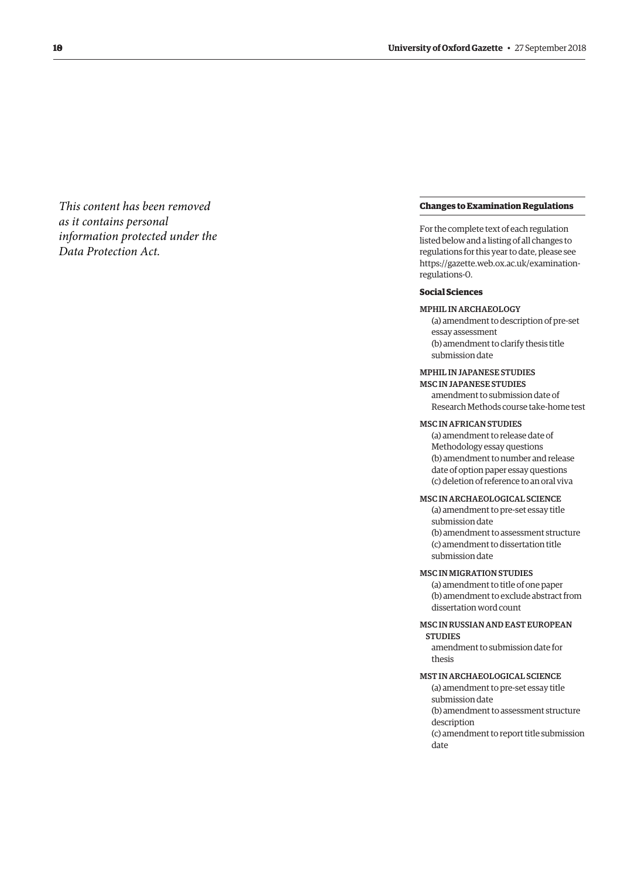*This content has been removed as it contains personal information protected under the Data Protection Act.*

## Changes to Examination Regulations

For the complete text of each regulation listed below and a listing of all changes to regulations for this year to date, please see https://gazette.web.ox.ac.uk/examination-regulations-0.

### Social Sciences

MPHIL IN ARCHAEOLOGY

(a) amendment to description of pre-set essay assessment
(b) amendment to clarify thesis title submission date

MPHIL IN JAPANESE STUDIES
MSC IN JAPANESE STUDIES

amendment to submission date of Research Methods course take-home test

MSC IN AFRICAN STUDIES

(a) amendment to release date of Methodology essay questions
(b) amendment to number and release date of option paper essay questions
(c) deletion of reference to an oral viva

MSC IN ARCHAEOLOGICAL SCIENCE

(a) amendment to pre-set essay title submission date
(b) amendment to assessment structure
(c) amendment to dissertation title submission date

MSC IN MIGRATION STUDIES

(a) amendment to title of one paper
(b) amendment to exclude abstract from dissertation word count

MSC IN RUSSIAN AND EAST EUROPEAN STUDIES

amendment to submission date for thesis

MST IN ARCHAEOLOGICAL SCIENCE

(a) amendment to pre-set essay title submission date
(b) amendment to assessment structure description
(c) amendment to report title submission date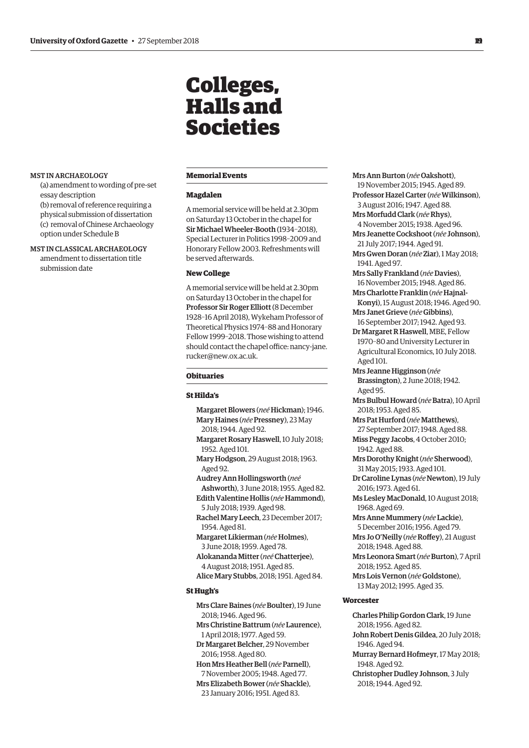# Colleges, Halls and Societies

MST IN ARCHAEOLOGY

(a) amendment to wording of pre-set essay description
(b) removal of reference requiring a physical submission of dissertation
(c) removal of Chinese Archaeology option under Schedule B

MST IN CLASSICAL ARCHAEOLOGY

amendment to dissertation title submission date

## Memorial Events

### Magdalen

A memorial service will be held at 2.30pm on Saturday 13 October in the chapel for **Sir Michael Wheeler-Booth** (1934–2018), Special Lecturer in Politics 1998–2009 and Honorary Fellow 2003. Refreshments will be served afterwards.

### New College

A memorial service will be held at 2.30pm on Saturday 13 October in the chapel for **Professor Sir Roger Elliott** (8 December 1928–16 April 2018), Wykeham Professor of Theoretical Physics 1974–88 and Honorary Fellow 1999–2018. Those wishing to attend should contact the chapel office: nancy-jane.rucker@new.ox.ac.uk.

## Obituaries

### St Hilda's

**Margaret Blowers** (*neé* **Hickman**); 1946.
**Mary Haines** (*née* **Pressney**), 23 May 2018; 1944. Aged 92.
**Margaret Rosary Haswell**, 10 July 2018; 1952. Aged 101.
**Mary Hodgson**, 29 August 2018; 1963. Aged 92.
**Audrey Ann Hollingsworth** (*neé* **Ashworth**), 3 June 2018; 1955. Aged 82.
**Edith Valentine Hollis** (*née* **Hammond**), 5 July 2018; 1939. Aged 98.
**Rachel Mary Leech**, 23 December 2017; 1954. Aged 81.
**Margaret Likierman** (*née* **Holmes**), 3 June 2018; 1959. Aged 78.
**Alokananda Mitter** (*neé* **Chatterjee**), 4 August 2018; 1951. Aged 85.
**Alice Mary Stubbs**, 2018; 1951. Aged 84.

### St Hugh's

**Mrs Clare Baines** (*née* **Boulter**), 19 June 2018; 1946. Aged 96.
**Mrs Christine Battrum** (*née* **Laurence**), 1 April 2018; 1977. Aged 59.
**Dr Margaret Belcher**, 29 November 2016; 1958. Aged 80.
**Hon Mrs Heather Bell** (*née* **Parnell**), 7 November 2005; 1948. Aged 77.
**Mrs Elizabeth Bower** (*née* **Shackle**), 23 January 2016; 1951. Aged 83.
**Mrs Ann Burton** (*née* **Oakshott**), 19 November 2015; 1945. Aged 89.
**Professor Hazel Carter** (*née* **Wilkinson**), 3 August 2016; 1947. Aged 88.
**Mrs Morfudd Clark** (*née* **Rhys**), 4 November 2015; 1938. Aged 96.
**Mrs Jeanette Cockshoot** (*née* **Johnson**), 21 July 2017; 1944. Aged 91.
**Mrs Gwen Doran** (*née* **Ziar**), 1 May 2018; 1941. Aged 97.
**Mrs Sally Frankland** (*née* **Davies**), 16 November 2015; 1948. Aged 86.
**Mrs Charlotte Franklin** (*née* **Hajnal-Konyi**), 15 August 2018; 1946. Aged 90.
**Mrs Janet Grieve** (*née* **Gibbins**), 16 September 2017; 1942. Aged 93.
**Dr Margaret R Haswell**, MBE, Fellow 1970–80 and University Lecturer in Agricultural Economics, 10 July 2018. Aged 101.
**Mrs Jeanne Higginson** (*née* **Brassington**), 2 June 2018; 1942. Aged 95.
**Mrs Bulbul Howard** (*née* **Batra**), 10 April 2018; 1953. Aged 85.
**Mrs Pat Hurford** (*née* **Matthews**), 27 September 2017; 1948. Aged 88.
**Miss Peggy Jacobs**, 4 October 2010; 1942. Aged 88.
**Mrs Dorothy Knight** (*née* **Sherwood**), 31 May 2015; 1933. Aged 101.
**Dr Caroline Lynas** (*née* **Newton**), 19 July 2016; 1973. Aged 61.
**Ms Lesley MacDonald**, 10 August 2018; 1968. Aged 69.
**Mrs Anne Mummery** (*née* **Lackie**), 5 December 2016; 1956. Aged 79.
**Mrs Jo O'Neilly** (*née* **Roffey**), 21 August 2018; 1948. Aged 88.
**Mrs Leonora Smart** (*née* **Burton**), 7 April 2018; 1952. Aged 85.
**Mrs Lois Vernon** (*née* **Goldstone**), 13 May 2012; 1995. Aged 35.

### Worcester

**Charles Philip Gordon Clark**, 19 June 2018; 1956. Aged 82.
**John Robert Denis Gildea**, 20 July 2018; 1946. Aged 94.
**Murray Bernard Hofmeyr**, 17 May 2018; 1948. Aged 92.
**Christopher Dudley Johnson**, 3 July 2018; 1944. Aged 92.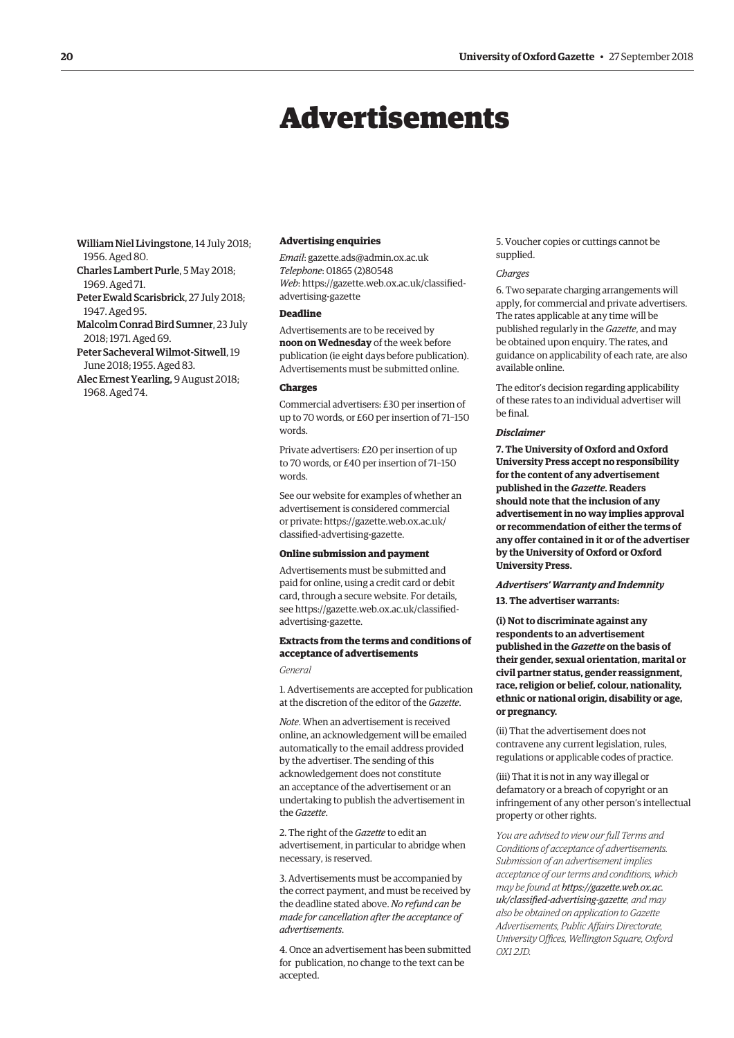# Advertisements

William Niel Livingstone, 14 July 2018; 1956. Aged 80.

Charles Lambert Purle, 5 May 2018; 1969. Aged 71.

Peter Ewald Scarisbrick, 27 July 2018; 1947. Aged 95.

Malcolm Conrad Bird Sumner, 23 July 2018; 1971. Aged 69.

Peter Sacheveral Wilmot-Sitwell, 19 June 2018; 1955. Aged 83.

Alec Ernest Yearling, 9 August 2018; 1968. Aged 74.

### Advertising enquiries

*Email*: gazette.ads@admin.ox.ac.uk
*Telephone*: 01865 (2)80548
*Web*: https://gazette.web.ox.ac.uk/classified-advertising-gazette

### Deadline

Advertisements are to be received by **noon on Wednesday** of the week before publication (ie eight days before publication). Advertisements must be submitted online.

### Charges

Commercial advertisers: £30 per insertion of up to 70 words, or £60 per insertion of 71–150 words.

Private advertisers: £20 per insertion of up to 70 words, or £40 per insertion of 71–150 words.

See our website for examples of whether an advertisement is considered commercial or private: https://gazette.web.ox.ac.uk/classified-advertising-gazette.

### Online submission and payment

Advertisements must be submitted and paid for online, using a credit card or debit card, through a secure website. For details, see https://gazette.web.ox.ac.uk/classified-advertising-gazette.

### Extracts from the terms and conditions of acceptance of advertisements

*General*

1. Advertisements are accepted for publication at the discretion of the editor of the *Gazette*.

*Note*. When an advertisement is received online, an acknowledgement will be emailed automatically to the email address provided by the advertiser. The sending of this acknowledgement does not constitute an acceptance of the advertisement or an undertaking to publish the advertisement in the *Gazette*.

2. The right of the *Gazette* to edit an advertisement, in particular to abridge when necessary, is reserved.

3. Advertisements must be accompanied by the correct payment, and must be received by the deadline stated above. *No refund can be made for cancellation after the acceptance of advertisements*.

4. Once an advertisement has been submitted for publication, no change to the text can be accepted.

5. Voucher copies or cuttings cannot be supplied.

*Charges*

6. Two separate charging arrangements will apply, for commercial and private advertisers. The rates applicable at any time will be published regularly in the *Gazette*, and may be obtained upon enquiry. The rates, and guidance on applicability of each rate, are also available online.

The editor's decision regarding applicability of these rates to an individual advertiser will be final.

***Disclaimer***

**7. The University of Oxford and Oxford University Press accept no responsibility for the content of any advertisement published in the *Gazette*. Readers should note that the inclusion of any advertisement in no way implies approval or recommendation of either the terms of any offer contained in it or of the advertiser by the University of Oxford or Oxford University Press.**

***Advertisers' Warranty and Indemnity***

**13. The advertiser warrants:**

**(i) Not to discriminate against any respondents to an advertisement published in the *Gazette* on the basis of their gender, sexual orientation, marital or civil partner status, gender reassignment, race, religion or belief, colour, nationality, ethnic or national origin, disability or age, or pregnancy.**

(ii) That the advertisement does not contravene any current legislation, rules, regulations or applicable codes of practice.

(iii) That it is not in any way illegal or defamatory or a breach of copyright or an infringement of any other person's intellectual property or other rights.

*You are advised to view our full Terms and Conditions of acceptance of advertisements. Submission of an advertisement implies acceptance of our terms and conditions, which may be found at **https://gazette.web.ox.ac.uk/classified-advertising-gazette**, and may also be obtained on application to Gazette Advertisements, Public Affairs Directorate, University Offices, Wellington Square, Oxford OX1 2JD.*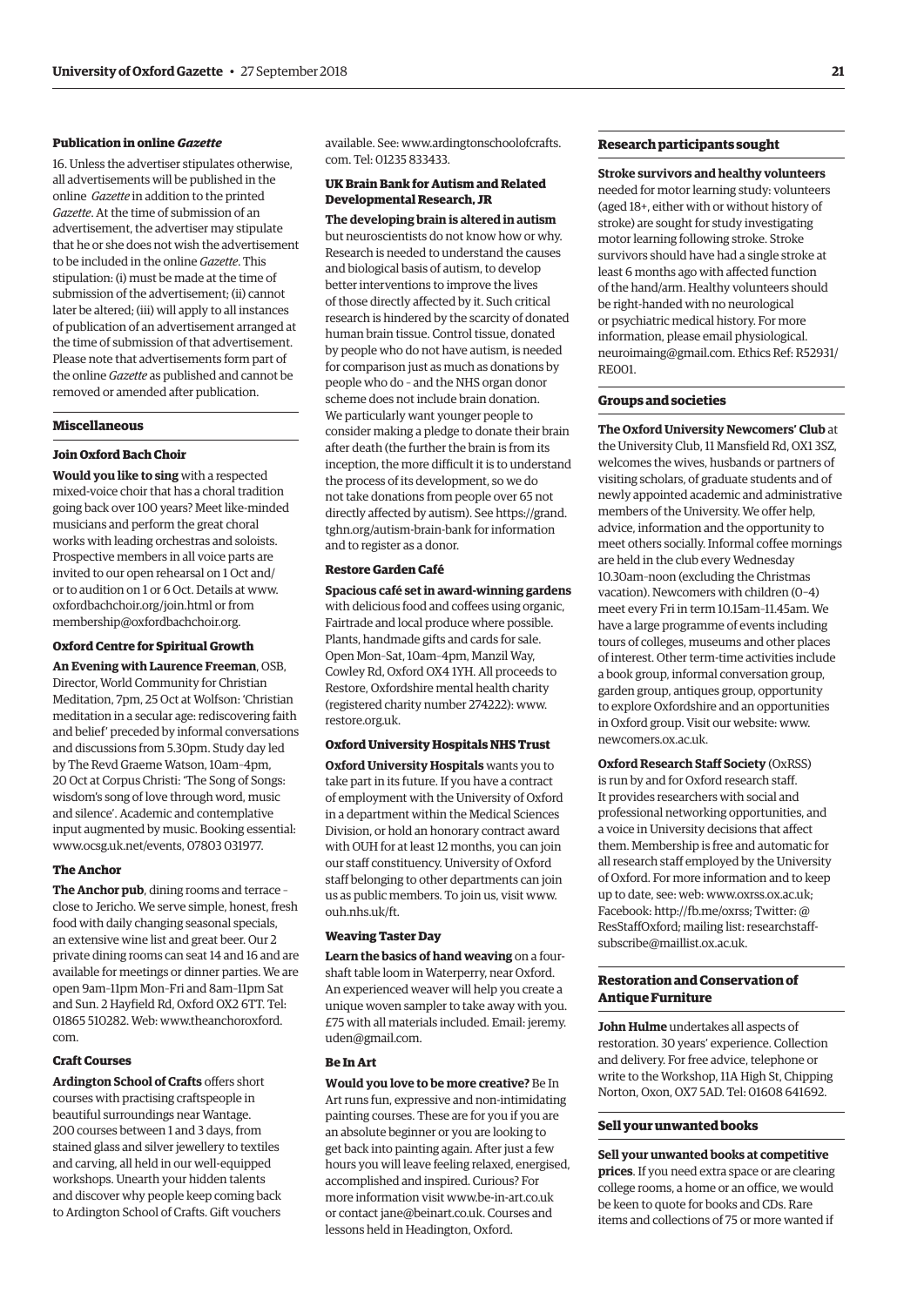### Publication in online *Gazette*

16. Unless the advertiser stipulates otherwise, all advertisements will be published in the online *Gazette* in addition to the printed *Gazette*. At the time of submission of an advertisement, the advertiser may stipulate that he or she does not wish the advertisement to be included in the online *Gazette*. This stipulation: (i) must be made at the time of submission of the advertisement; (ii) cannot later be altered; (iii) will apply to all instances of publication of an advertisement arranged at the time of submission of that advertisement. Please note that advertisements form part of the online *Gazette* as published and cannot be removed or amended after publication.

## Miscellaneous

### Join Oxford Bach Choir

**Would you like to sing** with a respected mixed-voice choir that has a choral tradition going back over 100 years? Meet like-minded musicians and perform the great choral works with leading orchestras and soloists. Prospective members in all voice parts are invited to our open rehearsal on 1 Oct and/or to audition on 1 or 6 Oct. Details at www.oxfordbachchoir.org/join.html or from membership@oxfordbachchoir.org.

### Oxford Centre for Spiritual Growth

**An Evening with Laurence Freeman**, OSB, Director, World Community for Christian Meditation, 7pm, 25 Oct at Wolfson: 'Christian meditation in a secular age: rediscovering faith and belief' preceded by informal conversations and discussions from 5.30pm. Study day led by The Revd Graeme Watson, 10am–4pm, 20 Oct at Corpus Christi: 'The Song of Songs: wisdom's song of love through word, music and silence'. Academic and contemplative input augmented by music. Booking essential: www.ocsg.uk.net/events, 07803 031977.

### The Anchor

**The Anchor pub**, dining rooms and terrace – close to Jericho. We serve simple, honest, fresh food with daily changing seasonal specials, an extensive wine list and great beer. Our 2 private dining rooms can seat 14 and 16 and are available for meetings or dinner parties. We are open 9am–11pm Mon–Fri and 8am–11pm Sat and Sun. 2 Hayfield Rd, Oxford OX2 6TT. Tel: 01865 510282. Web: www.theanchoroxford.com.

### Craft Courses

**Ardington School of Crafts** offers short courses with practising craftspeople in beautiful surroundings near Wantage. 200 courses between 1 and 3 days, from stained glass and silver jewellery to textiles and carving, all held in our well-equipped workshops. Unearth your hidden talents and discover why people keep coming back to Ardington School of Crafts. Gift vouchers available. See: www.ardingtonschoolofcrafts.com. Tel: 01235 833433.

### UK Brain Bank for Autism and Related Developmental Research, JR

**The developing brain is altered in autism** but neuroscientists do not know how or why. Research is needed to understand the causes and biological basis of autism, to develop better interventions to improve the lives of those directly affected by it. Such critical research is hindered by the scarcity of donated human brain tissue. Control tissue, donated by people who do not have autism, is needed for comparison just as much as donations by people who do – and the NHS organ donor scheme does not include brain donation. We particularly want younger people to consider making a pledge to donate their brain after death (the further the brain is from its inception, the more difficult it is to understand the process of its development, so we do not take donations from people over 65 not directly affected by autism). See https://grand.tghn.org/autism-brain-bank for information and to register as a donor.

### Restore Garden Café

**Spacious café set in award-winning gardens** with delicious food and coffees using organic, Fairtrade and local produce where possible. Plants, handmade gifts and cards for sale. Open Mon–Sat, 10am–4pm, Manzil Way, Cowley Rd, Oxford OX4 1YH. All proceeds to Restore, Oxfordshire mental health charity (registered charity number 274222): www.restore.org.uk.

### Oxford University Hospitals NHS Trust

**Oxford University Hospitals** wants you to take part in its future. If you have a contract of employment with the University of Oxford in a department within the Medical Sciences Division, or hold an honorary contract award with OUH for at least 12 months, you can join our staff constituency. University of Oxford staff belonging to other departments can join us as public members. To join us, visit www.ouh.nhs.uk/ft.

### Weaving Taster Day

**Learn the basics of hand weaving** on a four-shaft table loom in Waterperry, near Oxford. An experienced weaver will help you create a unique woven sampler to take away with you. £75 with all materials included. Email: jeremy.uden@gmail.com.

### Be In Art

**Would you love to be more creative?** Be In Art runs fun, expressive and non-intimidating painting courses. These are for you if you are an absolute beginner or you are looking to get back into painting again. After just a few hours you will leave feeling relaxed, energised, accomplished and inspired. Curious? For more information visit www.be-in-art.co.uk or contact jane@beinart.co.uk. Courses and lessons held in Headington, Oxford.

## Research participants sought

**Stroke survivors and healthy volunteers** needed for motor learning study: volunteers (aged 18+, either with or without history of stroke) are sought for study investigating motor learning following stroke. Stroke survivors should have had a single stroke at least 6 months ago with affected function of the hand/arm. Healthy volunteers should be right-handed with no neurological or psychiatric medical history. For more information, please email physiological.neuroimaging@gmail.com. Ethics Ref: R52931/RE001.

## Groups and societies

**The Oxford University Newcomers' Club** at the University Club, 11 Mansfield Rd, OX1 3SZ, welcomes the wives, husbands or partners of visiting scholars, of graduate students and of newly appointed academic and administrative members of the University. We offer help, advice, information and the opportunity to meet others socially. Informal coffee mornings are held in the club every Wednesday 10.30am–noon (excluding the Christmas vacation). Newcomers with children (0–4) meet every Fri in term 10.15am–11.45am. We have a large programme of events including tours of colleges, museums and other places of interest. Other term-time activities include a book group, informal conversation group, garden group, antiques group, opportunity to explore Oxfordshire and an opportunities in Oxford group. Visit our website: www.newcomers.ox.ac.uk.

**Oxford Research Staff Society** (OxRSS) is run by and for Oxford research staff. It provides researchers with social and professional networking opportunities, and a voice in University decisions that affect them. Membership is free and automatic for all research staff employed by the University of Oxford. For more information and to keep up to date, see: web: www.oxrss.ox.ac.uk; Facebook: http://fb.me/oxrss; Twitter: @ResStaffOxford; mailing list: researchstaff-subscribe@maillist.ox.ac.uk.

## Restoration and Conservation of Antique Furniture

**John Hulme** undertakes all aspects of restoration. 30 years' experience. Collection and delivery. For free advice, telephone or write to the Workshop, 11A High St, Chipping Norton, Oxon, OX7 5AD. Tel: 01608 641692.

## Sell your unwanted books

**Sell your unwanted books at competitive prices**. If you need extra space or are clearing college rooms, a home or an office, we would be keen to quote for books and CDs. Rare items and collections of 75 or more wanted if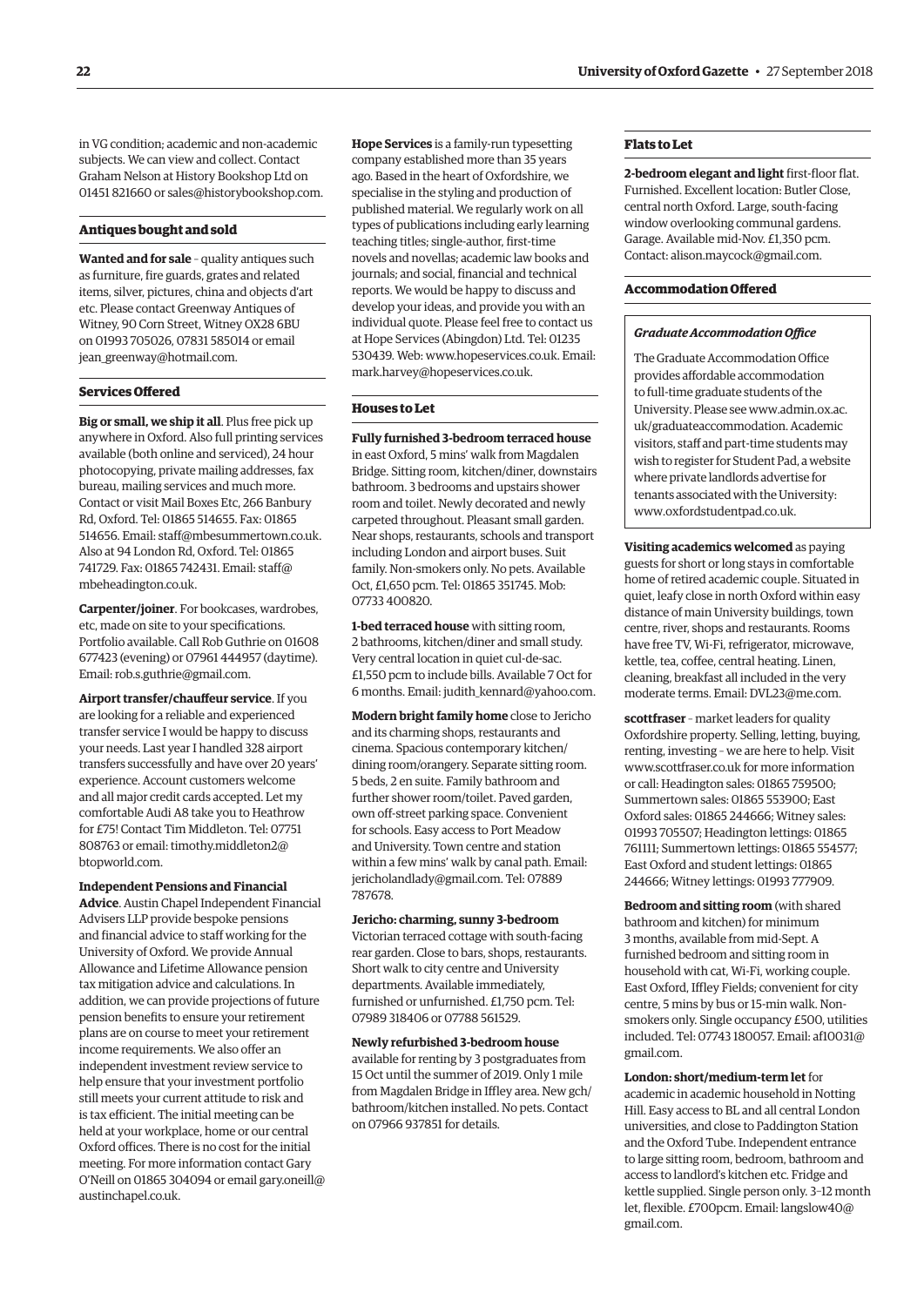in VG condition; academic and non-academic subjects. We can view and collect. Contact Graham Nelson at History Bookshop Ltd on 01451 821660 or sales@historybookshop.com.

### Antiques bought and sold

**Wanted and for sale** – quality antiques such as furniture, fire guards, grates and related items, silver, pictures, china and objects d'art etc. Please contact Greenway Antiques of Witney, 90 Corn Street, Witney OX28 6BU on 01993 705026, 07831 585014 or email jean_greenway@hotmail.com.

### Services Offered

**Big or small, we ship it all**. Plus free pick up anywhere in Oxford. Also full printing services available (both online and serviced), 24 hour photocopying, private mailing addresses, fax bureau, mailing services and much more. Contact or visit Mail Boxes Etc, 266 Banbury Rd, Oxford. Tel: 01865 514655. Fax: 01865 514656. Email: staff@mbesummertown.co.uk. Also at 94 London Rd, Oxford. Tel: 01865 741729. Fax: 01865 742431. Email: staff@mbeheadington.co.uk.

**Carpenter/joiner**. For bookcases, wardrobes, etc, made on site to your specifications. Portfolio available. Call Rob Guthrie on 01608 677423 (evening) or 07961 444957 (daytime). Email: rob.s.guthrie@gmail.com.

**Airport transfer/chauffeur service**. If you are looking for a reliable and experienced transfer service I would be happy to discuss your needs. Last year I handled 328 airport transfers successfully and have over 20 years' experience. Account customers welcome and all major credit cards accepted. Let my comfortable Audi A8 take you to Heathrow for £75! Contact Tim Middleton. Tel: 07751 808763 or email: timothy.middleton2@btopworld.com.

**Independent Pensions and Financial Advice**. Austin Chapel Independent Financial Advisers LLP provide bespoke pensions and financial advice to staff working for the University of Oxford. We provide Annual Allowance and Lifetime Allowance pension tax mitigation advice and calculations. In addition, we can provide projections of future pension benefits to ensure your retirement plans are on course to meet your retirement income requirements. We also offer an independent investment review service to help ensure that your investment portfolio still meets your current attitude to risk and is tax efficient. The initial meeting can be held at your workplace, home or our central Oxford offices. There is no cost for the initial meeting. For more information contact Gary O'Neill on 01865 304094 or email gary.oneill@austinchapel.co.uk.

**Hope Services** is a family-run typesetting company established more than 35 years ago. Based in the heart of Oxfordshire, we specialise in the styling and production of published material. We regularly work on all types of publications including early learning teaching titles; single-author, first-time novels and novellas; academic law books and journals; and social, financial and technical reports. We would be happy to discuss and develop your ideas, and provide you with an individual quote. Please feel free to contact us at Hope Services (Abingdon) Ltd. Tel: 01235 530439. Web: www.hopeservices.co.uk. Email: mark.harvey@hopeservices.co.uk.

### Houses to Let

**Fully furnished 3-bedroom terraced house** in east Oxford, 5 mins' walk from Magdalen Bridge. Sitting room, kitchen/diner, downstairs bathroom. 3 bedrooms and upstairs shower room and toilet. Newly decorated and newly carpeted throughout. Pleasant small garden. Near shops, restaurants, schools and transport including London and airport buses. Suit family. Non-smokers only. No pets. Available Oct, £1,650 pcm. Tel: 01865 351745. Mob: 07733 400820.

**1-bed terraced house** with sitting room, 2 bathrooms, kitchen/diner and small study. Very central location in quiet cul-de-sac. £1,550 pcm to include bills. Available 7 Oct for 6 months. Email: judith_kennard@yahoo.com.

**Modern bright family home** close to Jericho and its charming shops, restaurants and cinema. Spacious contemporary kitchen/dining room/orangery. Separate sitting room. 5 beds, 2 en suite. Family bathroom and further shower room/toilet. Paved garden, own off-street parking space. Convenient for schools. Easy access to Port Meadow and University. Town centre and station within a few mins' walk by canal path. Email: jericholandlady@gmail.com. Tel: 07889 787678.

**Jericho: charming, sunny 3-bedroom** Victorian terraced cottage with south-facing rear garden. Close to bars, shops, restaurants. Short walk to city centre and University departments. Available immediately, furnished or unfurnished. £1,750 pcm. Tel: 07989 318406 or 07788 561529.

**Newly refurbished 3-bedroom house** available for renting by 3 postgraduates from 15 Oct until the summer of 2019. Only 1 mile from Magdalen Bridge in Iffley area. New gch/bathroom/kitchen installed. No pets. Contact on 07966 937851 for details.

### Flats to Let

**2-bedroom elegant and light** first-floor flat. Furnished. Excellent location: Butler Close, central north Oxford. Large, south-facing window overlooking communal gardens. Garage. Available mid-Nov. £1,350 pcm. Contact: alison.maycock@gmail.com.

### Accommodation Offered

***Graduate Accommodation Office***

The Graduate Accommodation Office provides affordable accommodation to full-time graduate students of the University. Please see www.admin.ox.ac.uk/graduateaccommodation. Academic visitors, staff and part-time students may wish to register for Student Pad, a website where private landlords advertise for tenants associated with the University: www.oxfordstudentpad.co.uk.

**Visiting academics welcomed** as paying guests for short or long stays in comfortable home of retired academic couple. Situated in quiet, leafy close in north Oxford within easy distance of main University buildings, town centre, river, shops and restaurants. Rooms have free TV, Wi-Fi, refrigerator, microwave, kettle, tea, coffee, central heating. Linen, cleaning, breakfast all included in the very moderate terms. Email: DVL23@me.com.

**scottfraser** – market leaders for quality Oxfordshire property. Selling, letting, buying, renting, investing – we are here to help. Visit www.scottfraser.co.uk for more information or call: Headington sales: 01865 759500; Summertown sales: 01865 553900; East Oxford sales: 01865 244666; Witney sales: 01993 705507; Headington lettings: 01865 761111; Summertown lettings: 01865 554577; East Oxford and student lettings: 01865 244666; Witney lettings: 01993 777909.

**Bedroom and sitting room** (with shared bathroom and kitchen) for minimum 3 months, available from mid-Sept. A furnished bedroom and sitting room in household with cat, Wi-Fi, working couple. East Oxford, Iffley Fields; convenient for city centre, 5 mins by bus or 15-min walk. Non-smokers only. Single occupancy £500, utilities included. Tel: 07743 180057. Email: af10031@gmail.com.

**London: short/medium-term let** for academic in academic household in Notting Hill. Easy access to BL and all central London universities, and close to Paddington Station and the Oxford Tube. Independent entrance to large sitting room, bedroom, bathroom and access to landlord's kitchen etc. Fridge and kettle supplied. Single person only. 3–12 month let, flexible. £700pcm. Email: langslow40@gmail.com.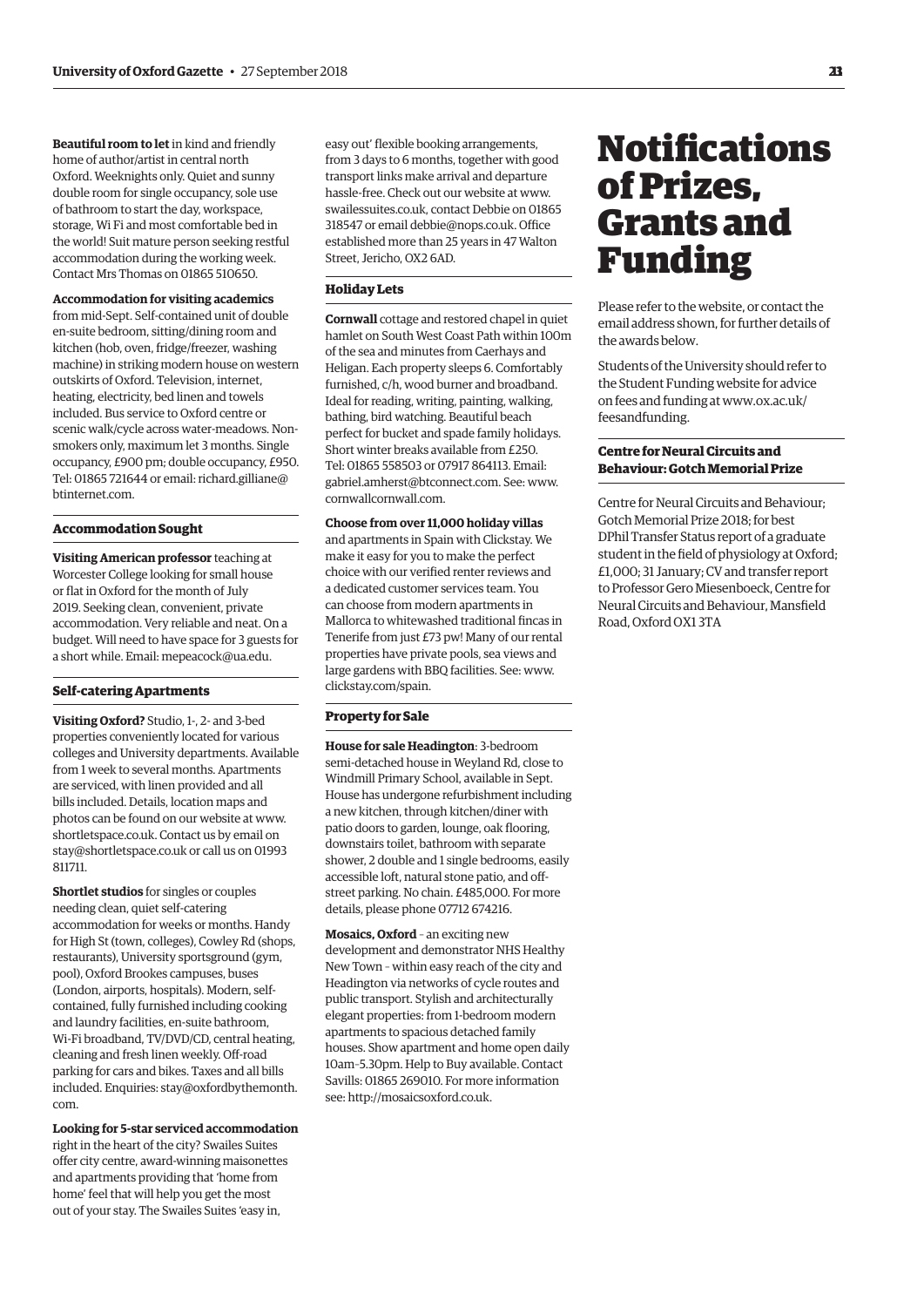**Beautiful room to let** in kind and friendly home of author/artist in central north Oxford. Weeknights only. Quiet and sunny double room for single occupancy, sole use of bathroom to start the day, workspace, storage, Wi Fi and most comfortable bed in the world! Suit mature person seeking restful accommodation during the working week. Contact Mrs Thomas on 01865 510650.

**Accommodation for visiting academics** from mid-Sept. Self-contained unit of double en-suite bedroom, sitting/dining room and kitchen (hob, oven, fridge/freezer, washing machine) in striking modern house on western outskirts of Oxford. Television, internet, heating, electricity, bed linen and towels included. Bus service to Oxford centre or scenic walk/cycle across water-meadows. Non-smokers only, maximum let 3 months. Single occupancy, £900 pm; double occupancy, £950. Tel: 01865 721644 or email: richard.gilliane@btinternet.com.

### Accommodation Sought

**Visiting American professor** teaching at Worcester College looking for small house or flat in Oxford for the month of July 2019. Seeking clean, convenient, private accommodation. Very reliable and neat. On a budget. Will need to have space for 3 guests for a short while. Email: mepeacock@ua.edu.

### Self-catering Apartments

**Visiting Oxford?** Studio, 1-, 2- and 3-bed properties conveniently located for various colleges and University departments. Available from 1 week to several months. Apartments are serviced, with linen provided and all bills included. Details, location maps and photos can be found on our website at www.shortletspace.co.uk. Contact us by email on stay@shortletspace.co.uk or call us on 01993 811711.

**Shortlet studios** for singles or couples needing clean, quiet self-catering accommodation for weeks or months. Handy for High St (town, colleges), Cowley Rd (shops, restaurants), University sportsground (gym, pool), Oxford Brookes campuses, buses (London, airports, hospitals). Modern, self-contained, fully furnished including cooking and laundry facilities, en-suite bathroom, Wi-Fi broadband, TV/DVD/CD, central heating, cleaning and fresh linen weekly. Off-road parking for cars and bikes. Taxes and all bills included. Enquiries: stay@oxfordbythemonth.com.

**Looking for 5-star serviced accommodation** right in the heart of the city? Swailes Suites offer city centre, award-winning maisonettes and apartments providing that 'home from home' feel that will help you get the most out of your stay. The Swailes Suites 'easy in, easy out' flexible booking arrangements, from 3 days to 6 months, together with good transport links make arrival and departure hassle-free. Check out our website at www.swailessuites.co.uk, contact Debbie on 01865 318547 or email debbie@nops.co.uk. Office established more than 25 years in 47 Walton Street, Jericho, OX2 6AD.

### Holiday Lets

**Cornwall** cottage and restored chapel in quiet hamlet on South West Coast Path within 100m of the sea and minutes from Caerhays and Heligan. Each property sleeps 6. Comfortably furnished, c/h, wood burner and broadband. Ideal for reading, writing, painting, walking, bathing, bird watching. Beautiful beach perfect for bucket and spade family holidays. Short winter breaks available from £250. Tel: 01865 558503 or 07917 864113. Email: gabriel.amherst@btconnect.com. See: www.cornwallcornwall.com.

**Choose from over 11,000 holiday villas** and apartments in Spain with Clickstay. We make it easy for you to make the perfect choice with our verified renter reviews and a dedicated customer services team. You can choose from modern apartments in Mallorca to whitewashed traditional fincas in Tenerife from just £73 pw! Many of our rental properties have private pools, sea views and large gardens with BBQ facilities. See: www.clickstay.com/spain.

### Property for Sale

**House for sale Headington**: 3-bedroom semi-detached house in Weyland Rd, close to Windmill Primary School, available in Sept. House has undergone refurbishment including a new kitchen, through kitchen/diner with patio doors to garden, lounge, oak flooring, downstairs toilet, bathroom with separate shower, 2 double and 1 single bedrooms, easily accessible loft, natural stone patio, and off-street parking. No chain. £485,000. For more details, please phone 07712 674216.

**Mosaics, Oxford** – an exciting new development and demonstrator NHS Healthy New Town – within easy reach of the city and Headington via networks of cycle routes and public transport. Stylish and architecturally elegant properties: from 1-bedroom modern apartments to spacious detached family houses. Show apartment and home open daily 10am–5.30pm. Help to Buy available. Contact Savills: 01865 269010. For more information see: http://mosaicsoxford.co.uk.

# Notifications of Prizes, Grants and Funding

Please refer to the website, or contact the email address shown, for further details of the awards below.

Students of the University should refer to the Student Funding website for advice on fees and funding at www.ox.ac.uk/feesandfunding.

### Centre for Neural Circuits and Behaviour: Gotch Memorial Prize

Centre for Neural Circuits and Behaviour; Gotch Memorial Prize 2018; for best DPhil Transfer Status report of a graduate student in the field of physiology at Oxford; £1,000; 31 January; CV and transfer report to Professor Gero Miesenboeck, Centre for Neural Circuits and Behaviour, Mansfield Road, Oxford OX1 3TA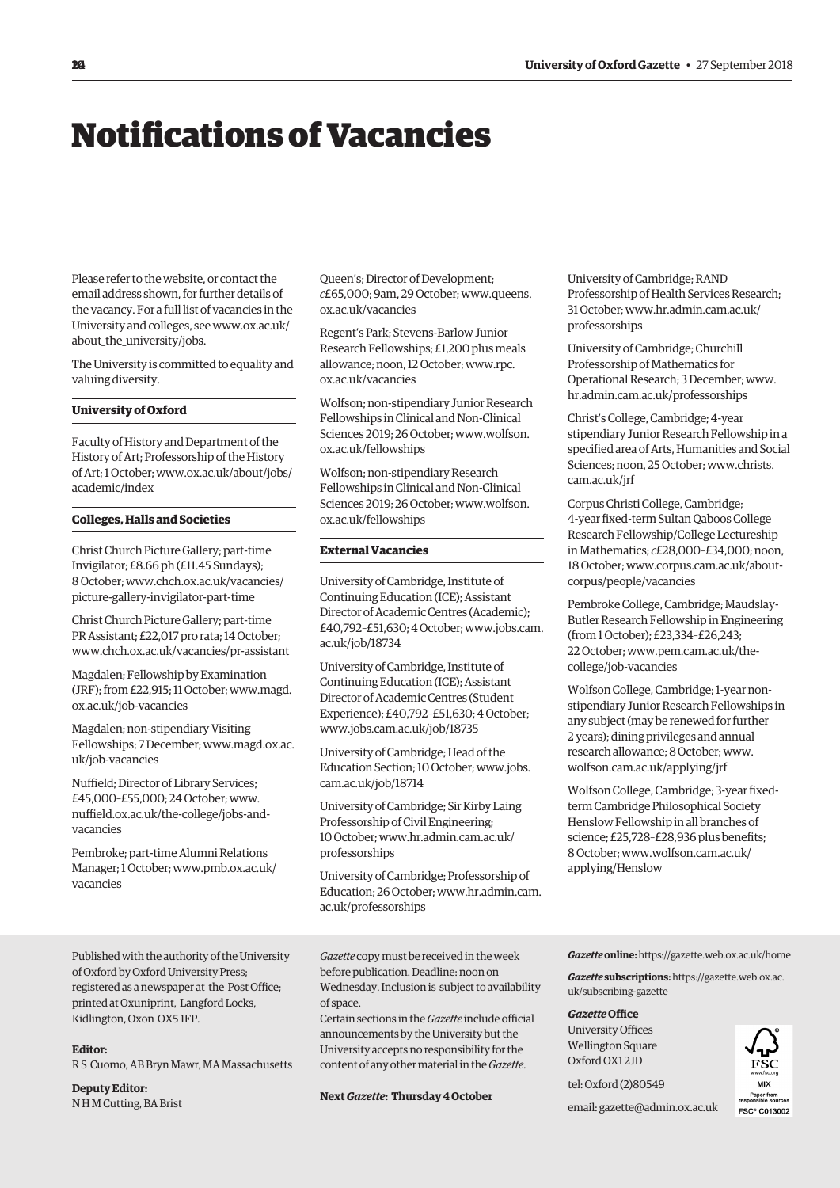# Notifications of Vacancies

Please refer to the website, or contact the email address shown, for further details of the vacancy. For a full list of vacancies in the University and colleges, see www.ox.ac.uk/about_the_university/jobs.

The University is committed to equality and valuing diversity.

## University of Oxford

Faculty of History and Department of the History of Art; Professorship of the History of Art; 1 October; www.ox.ac.uk/about/jobs/academic/index

## Colleges, Halls and Societies

Christ Church Picture Gallery; part-time Invigilator; £8.66 ph (£11.45 Sundays); 8 October; www.chch.ox.ac.uk/vacancies/picture-gallery-invigilator-part-time

Christ Church Picture Gallery; part-time PR Assistant; £22,017 pro rata; 14 October; www.chch.ox.ac.uk/vacancies/pr-assistant

Magdalen; Fellowship by Examination (JRF); from £22,915; 11 October; www.magd.ox.ac.uk/job-vacancies

Magdalen; non-stipendiary Visiting Fellowships; 7 December; www.magd.ox.ac.uk/job-vacancies

Nuffield; Director of Library Services; £45,000–£55,000; 24 October; www.nuffield.ox.ac.uk/the-college/jobs-and-vacancies

Pembroke; part-time Alumni Relations Manager; 1 October; www.pmb.ox.ac.uk/vacancies

Queen's; Director of Development; *c*£65,000; 9am, 29 October; www.queens.ox.ac.uk/vacancies

Regent's Park; Stevens-Barlow Junior Research Fellowships; £1,200 plus meals allowance; noon, 12 October; www.rpc.ox.ac.uk/vacancies

Wolfson; non-stipendiary Junior Research Fellowships in Clinical and Non-Clinical Sciences 2019; 26 October; www.wolfson.ox.ac.uk/fellowships

Wolfson; non-stipendiary Research Fellowships in Clinical and Non-Clinical Sciences 2019; 26 October; www.wolfson.ox.ac.uk/fellowships

## External Vacancies

University of Cambridge, Institute of Continuing Education (ICE); Assistant Director of Academic Centres (Academic); £40,792–£51,630; 4 October; www.jobs.cam.ac.uk/job/18734

University of Cambridge, Institute of Continuing Education (ICE); Assistant Director of Academic Centres (Student Experience); £40,792–£51,630; 4 October; www.jobs.cam.ac.uk/job/18735

University of Cambridge; Head of the Education Section; 10 October; www.jobs.cam.ac.uk/job/18714

University of Cambridge; Sir Kirby Laing Professorship of Civil Engineering; 10 October; www.hr.admin.cam.ac.uk/professorships

University of Cambridge; Professorship of Education; 26 October; www.hr.admin.cam.ac.uk/professorships

University of Cambridge; RAND Professorship of Health Services Research; 31 October; www.hr.admin.cam.ac.uk/professorships

University of Cambridge; Churchill Professorship of Mathematics for Operational Research; 3 December; www.hr.admin.cam.ac.uk/professorships

Christ's College, Cambridge; 4-year stipendiary Junior Research Fellowship in a specified area of Arts, Humanities and Social Sciences; noon, 25 October; www.christs.cam.ac.uk/jrf

Corpus Christi College, Cambridge; 4-year fixed-term Sultan Qaboos College Research Fellowship/College Lectureship in Mathematics; *c*£28,000–£34,000; noon, 18 October; www.corpus.cam.ac.uk/about-corpus/people/vacancies

Pembroke College, Cambridge; Maudslay-Butler Research Fellowship in Engineering (from 1 October); £23,334–£26,243; 22 October; www.pem.cam.ac.uk/the-college/job-vacancies

Wolfson College, Cambridge; 1-year non-stipendiary Junior Research Fellowships in any subject (may be renewed for further 2 years); dining privileges and annual research allowance; 8 October; www.wolfson.cam.ac.uk/applying/jrf

Wolfson College, Cambridge; 3-year fixed-term Cambridge Philosophical Society Henslow Fellowship in all branches of science; £25,728–£28,936 plus benefits; 8 October; www.wolfson.cam.ac.uk/applying/Henslow

---

Published with the authority of the University of Oxford by Oxford University Press; registered as a newspaper at the Post Office; printed at Oxuniprint, Langford Locks, Kidlington, Oxon OX5 1FP.

**Editor:**
R S Cuomo, AB Bryn Mawr, MA Massachusetts

**Deputy Editor:**
N H M Cutting, BA Brist

*Gazette* copy must be received in the week before publication. Deadline: noon on Wednesday. Inclusion is subject to availability of space.
Certain sections in the *Gazette* include official announcements by the University but the University accepts no responsibility for the content of any other material in the *Gazette*.

**Next *Gazette*: Thursday 4 October**

***Gazette* online:** https://gazette.web.ox.ac.uk/home

***Gazette* subscriptions:** https://gazette.web.ox.ac.uk/subscribing-gazette

***Gazette* Office**
University Offices
Wellington Square
Oxford OX1 2JD

tel: Oxford (2)80549

email: gazette@admin.ox.ac.uk

FSC
www.fsc.org
MIX
Paper from responsible sources
FSC® C013002